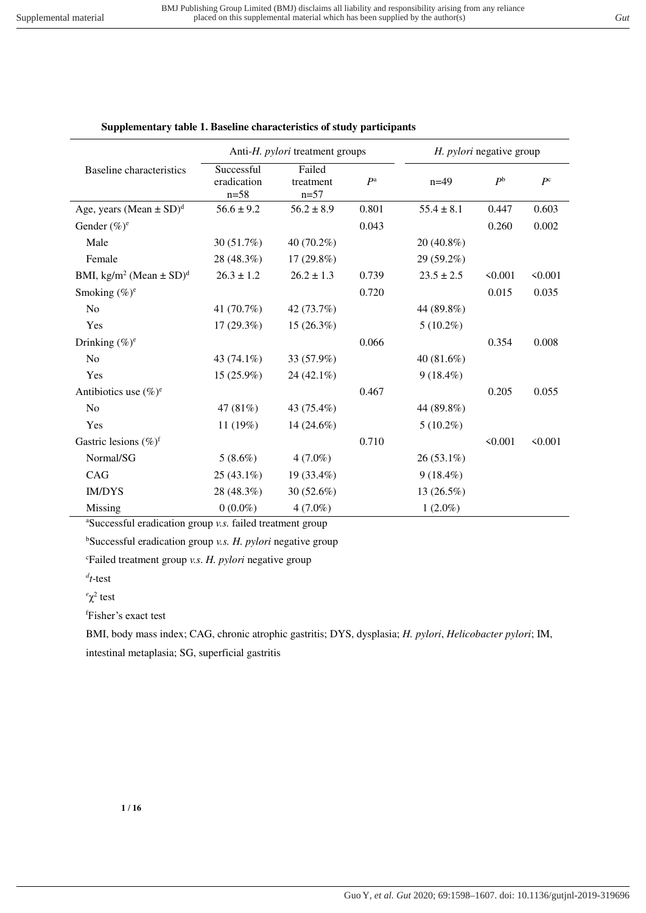**Supplementary table 1. Baseline characteristics of study participants**

| Baseline characteristics | Anti-*H. pylori* treatment groups | | | *H. pylori* negative group | | |
|---|---|---|---|---|---|---|
| | Successful eradication n=58 | Failed treatment n=57 | $P^a$ | n=49 | $P^b$ | $P^c$ |
| Age, years (Mean ± SD)[d] | 56.6 ± 9.2 | 56.2 ± 8.9 | 0.801 | 55.4 ± 8.1 | 0.447 | 0.603 |
| Gender (%)[e] | | | 0.043 | | 0.260 | 0.002 |
| Male | 30 (51.7%) | 40 (70.2%) | | 20 (40.8%) | | |
| Female | 28 (48.3%) | 17 (29.8%) | | 29 (59.2%) | | |
| BMI, kg/m$^2$ (Mean ± SD)[d] | 26.3 ± 1.2 | 26.2 ± 1.3 | 0.739 | 23.5 ± 2.5 | <0.001 | <0.001 |
| Smoking (%)[e] | | | 0.720 | | 0.015 | 0.035 |
| No | 41 (70.7%) | 42 (73.7%) | | 44 (89.8%) | | |
| Yes | 17 (29.3%) | 15 (26.3%) | | 5 (10.2%) | | |
| Drinking (%)[e] | | | 0.066 | | 0.354 | 0.008 |
| No | 43 (74.1%) | 33 (57.9%) | | 40 (81.6%) | | |
| Yes | 15 (25.9%) | 24 (42.1%) | | 9 (18.4%) | | |
| Antibiotics use (%)[e] | | | 0.467 | | 0.205 | 0.055 |
| No | 47 (81%) | 43 (75.4%) | | 44 (89.8%) | | |
| Yes | 11 (19%) | 14 (24.6%) | | 5 (10.2%) | | |
| Gastric lesions (%)[f] | | | 0.710 | | <0.001 | <0.001 |
| Normal/SG | 5 (8.6%) | 4 (7.0%) | | 26 (53.1%) | | |
| CAG | 25 (43.1%) | 19 (33.4%) | | 9 (18.4%) | | |
| IM/DYS | 28 (48.3%) | 30 (52.6%) | | 13 (26.5%) | | |
| Missing | 0 (0.0%) | 4 (7.0%) | | 1 (2.0%) | | |

[a]Successful eradication group *v.s.* failed treatment group

[b]Successful eradication group *v.s. H. pylori* negative group

[c]Failed treatment group *v.s. H. pylori* negative group

[d]*t*-test

[e]$\chi^2$ test

[f]Fisher's exact test

BMI, body mass index; CAG, chronic atrophic gastritis; DYS, dysplasia; *H. pylori*, *Helicobacter pylori*; IM, intestinal metaplasia; SG, superficial gastritis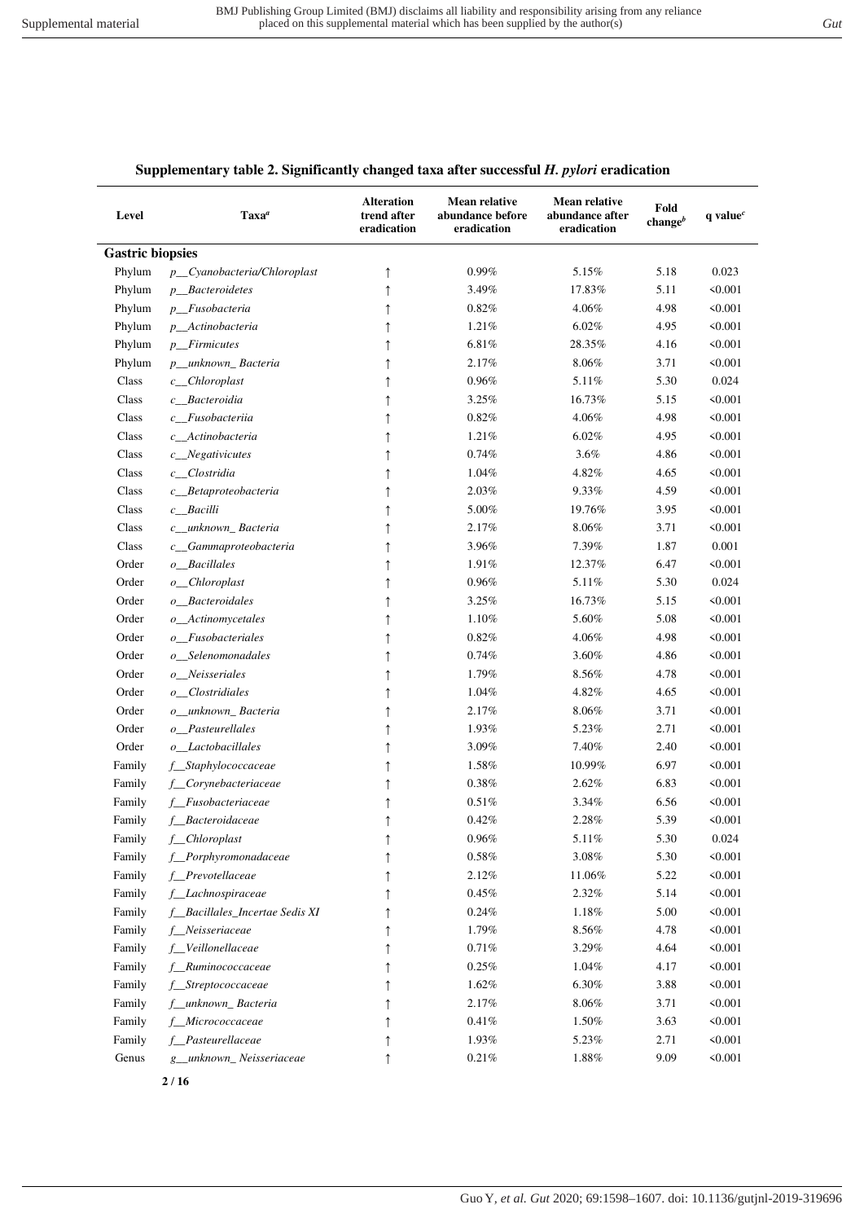**Supplementary table 2. Significantly changed taxa after successful *H. pylori* eradication**

| Level | Taxa[a] | Alteration trend after eradication | Mean relative abundance before eradication | Mean relative abundance after eradication | Fold change[b] | q value[c] |
|---|---|---|---|---|---|---|
| **Gastric biopsies** | | | | | | |
| Phylum | *p__Cyanobacteria/Chloroplast* | ↑ | 0.99% | 5.15% | 5.18 | 0.023 |
| Phylum | *p__Bacteroidetes* | ↑ | 3.49% | 17.83% | 5.11 | <0.001 |
| Phylum | *p__Fusobacteria* | ↑ | 0.82% | 4.06% | 4.98 | <0.001 |
| Phylum | *p__Actinobacteria* | ↑ | 1.21% | 6.02% | 4.95 | <0.001 |
| Phylum | *p__Firmicutes* | ↑ | 6.81% | 28.35% | 4.16 | <0.001 |
| Phylum | *p__unknown_ Bacteria* | ↑ | 2.17% | 8.06% | 3.71 | <0.001 |
| Class | *c__Chloroplast* | ↑ | 0.96% | 5.11% | 5.30 | 0.024 |
| Class | *c__Bacteroidia* | ↑ | 3.25% | 16.73% | 5.15 | <0.001 |
| Class | *c__Fusobacteriia* | ↑ | 0.82% | 4.06% | 4.98 | <0.001 |
| Class | *c__Actinobacteria* | ↑ | 1.21% | 6.02% | 4.95 | <0.001 |
| Class | *c__Negativicutes* | ↑ | 0.74% | 3.6% | 4.86 | <0.001 |
| Class | *c__Clostridia* | ↑ | 1.04% | 4.82% | 4.65 | <0.001 |
| Class | *c__Betaproteobacteria* | ↑ | 2.03% | 9.33% | 4.59 | <0.001 |
| Class | *c__Bacilli* | ↑ | 5.00% | 19.76% | 3.95 | <0.001 |
| Class | *c__unknown_ Bacteria* | ↑ | 2.17% | 8.06% | 3.71 | <0.001 |
| Class | *c__Gammaproteobacteria* | ↑ | 3.96% | 7.39% | 1.87 | 0.001 |
| Order | *o__Bacillales* | ↑ | 1.91% | 12.37% | 6.47 | <0.001 |
| Order | *o__Chloroplast* | ↑ | 0.96% | 5.11% | 5.30 | 0.024 |
| Order | *o__Bacteroidales* | ↑ | 3.25% | 16.73% | 5.15 | <0.001 |
| Order | *o__Actinomycetales* | ↑ | 1.10% | 5.60% | 5.08 | <0.001 |
| Order | *o__Fusobacteriales* | ↑ | 0.82% | 4.06% | 4.98 | <0.001 |
| Order | *o__Selenomonadales* | ↑ | 0.74% | 3.60% | 4.86 | <0.001 |
| Order | *o__Neisseriales* | ↑ | 1.79% | 8.56% | 4.78 | <0.001 |
| Order | *o__Clostridiales* | ↑ | 1.04% | 4.82% | 4.65 | <0.001 |
| Order | *o__unknown_ Bacteria* | ↑ | 2.17% | 8.06% | 3.71 | <0.001 |
| Order | *o__Pasteurellales* | ↑ | 1.93% | 5.23% | 2.71 | <0.001 |
| Order | *o__Lactobacillales* | ↑ | 3.09% | 7.40% | 2.40 | <0.001 |
| Family | *f__Staphylococcaceae* | ↑ | 1.58% | 10.99% | 6.97 | <0.001 |
| Family | *f__Corynebacteriaceae* | ↑ | 0.38% | 2.62% | 6.83 | <0.001 |
| Family | *f__Fusobacteriaceae* | ↑ | 0.51% | 3.34% | 6.56 | <0.001 |
| Family | *f__Bacteroidaceae* | ↑ | 0.42% | 2.28% | 5.39 | <0.001 |
| Family | *f__Chloroplast* | ↑ | 0.96% | 5.11% | 5.30 | 0.024 |
| Family | *f__Porphyromonadaceae* | ↑ | 0.58% | 3.08% | 5.30 | <0.001 |
| Family | *f__Prevotellaceae* | ↑ | 2.12% | 11.06% | 5.22 | <0.001 |
| Family | *f__Lachnospiraceae* | ↑ | 0.45% | 2.32% | 5.14 | <0.001 |
| Family | *f__Bacillales_Incertae Sedis XI* | ↑ | 0.24% | 1.18% | 5.00 | <0.001 |
| Family | *f__Neisseriaceae* | ↑ | 1.79% | 8.56% | 4.78 | <0.001 |
| Family | *f__Veillonellaceae* | ↑ | 0.71% | 3.29% | 4.64 | <0.001 |
| Family | *f__Ruminococcaceae* | ↑ | 0.25% | 1.04% | 4.17 | <0.001 |
| Family | *f__Streptococcaceae* | ↑ | 1.62% | 6.30% | 3.88 | <0.001 |
| Family | *f__unknown_ Bacteria* | ↑ | 2.17% | 8.06% | 3.71 | <0.001 |
| Family | *f__Micrococcaceae* | ↑ | 0.41% | 1.50% | 3.63 | <0.001 |
| Family | *f__Pasteurellaceae* | ↑ | 1.93% | 5.23% | 2.71 | <0.001 |
| Genus | *g__unknown_ Neisseriaceae* | ↑ | 0.21% | 1.88% | 9.09 | <0.001 |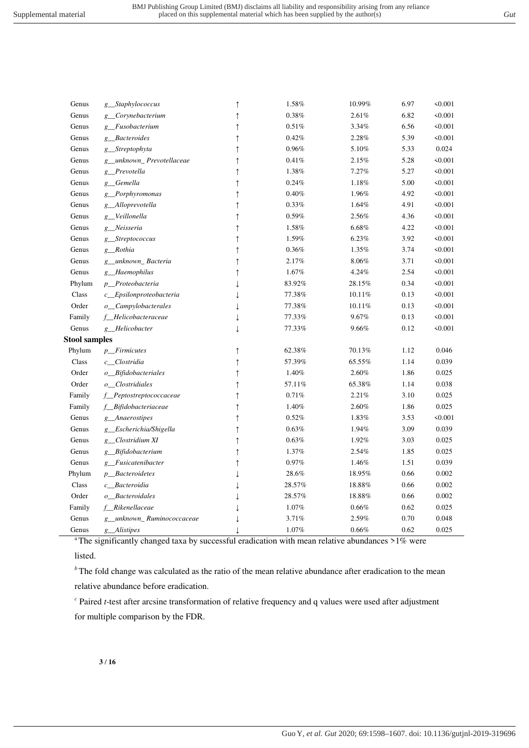| | | | | | | |
|---|---|---|---|---|---|---|
| Genus | *g__Staphylococcus* | ↑ | 1.58% | 10.99% | 6.97 | <0.001 |
| Genus | *g__Corynebacterium* | ↑ | 0.38% | 2.61% | 6.82 | <0.001 |
| Genus | *g__Fusobacterium* | ↑ | 0.51% | 3.34% | 6.56 | <0.001 |
| Genus | *g__Bacteroides* | ↑ | 0.42% | 2.28% | 5.39 | <0.001 |
| Genus | *g__Streptophyta* | ↑ | 0.96% | 5.10% | 5.33 | 0.024 |
| Genus | *g__unknown_ Prevotellaceae* | ↑ | 0.41% | 2.15% | 5.28 | <0.001 |
| Genus | *g__Prevotella* | ↑ | 1.38% | 7.27% | 5.27 | <0.001 |
| Genus | *g__Gemella* | ↑ | 0.24% | 1.18% | 5.00 | <0.001 |
| Genus | *g__Porphyromonas* | ↑ | 0.40% | 1.96% | 4.92 | <0.001 |
| Genus | *g__Alloprevotella* | ↑ | 0.33% | 1.64% | 4.91 | <0.001 |
| Genus | *g__Veillonella* | ↑ | 0.59% | 2.56% | 4.36 | <0.001 |
| Genus | *g__Neisseria* | ↑ | 1.58% | 6.68% | 4.22 | <0.001 |
| Genus | *g__Streptococcus* | ↑ | 1.59% | 6.23% | 3.92 | <0.001 |
| Genus | *g__Rothia* | ↑ | 0.36% | 1.35% | 3.74 | <0.001 |
| Genus | *g__unknown_ Bacteria* | ↑ | 2.17% | 8.06% | 3.71 | <0.001 |
| Genus | *g__Haemophilus* | ↑ | 1.67% | 4.24% | 2.54 | <0.001 |
| Phylum | *p__Proteobacteria* | ↓ | 83.92% | 28.15% | 0.34 | <0.001 |
| Class | *c__Epsilonproteobacteria* | ↓ | 77.38% | 10.11% | 0.13 | <0.001 |
| Order | *o__Campylobacterales* | ↓ | 77.38% | 10.11% | 0.13 | <0.001 |
| Family | *f__Helicobacteraceae* | ↓ | 77.33% | 9.67% | 0.13 | <0.001 |
| Genus | *g__Helicobacter* | ↓ | 77.33% | 9.66% | 0.12 | <0.001 |
| **Stool samples** | | | | | | |
| Phylum | *p__Firmicutes* | ↑ | 62.38% | 70.13% | 1.12 | 0.046 |
| Class | *c__Clostridia* | ↑ | 57.39% | 65.55% | 1.14 | 0.039 |
| Order | *o__Bifidobacteriales* | ↑ | 1.40% | 2.60% | 1.86 | 0.025 |
| Order | *o__Clostridiales* | ↑ | 57.11% | 65.38% | 1.14 | 0.038 |
| Family | *f__Peptostreptococcaceae* | ↑ | 0.71% | 2.21% | 3.10 | 0.025 |
| Family | *f__Bifidobacteriaceae* | ↑ | 1.40% | 2.60% | 1.86 | 0.025 |
| Genus | *g__Anaerostipes* | ↑ | 0.52% | 1.83% | 3.53 | <0.001 |
| Genus | *g__Escherichia/Shigella* | ↑ | 0.63% | 1.94% | 3.09 | 0.039 |
| Genus | *g__Clostridium XI* | ↑ | 0.63% | 1.92% | 3.03 | 0.025 |
| Genus | *g__Bifidobacterium* | ↑ | 1.37% | 2.54% | 1.85 | 0.025 |
| Genus | *g__Fusicatenibacter* | ↑ | 0.97% | 1.46% | 1.51 | 0.039 |
| Phylum | *p__Bacteroidetes* | ↓ | 28.6% | 18.95% | 0.66 | 0.002 |
| Class | *c__Bacteroidia* | ↓ | 28.57% | 18.88% | 0.66 | 0.002 |
| Order | *o__Bacteroidales* | ↓ | 28.57% | 18.88% | 0.66 | 0.002 |
| Family | *f__Rikenellaceae* | ↓ | 1.07% | 0.66% | 0.62 | 0.025 |
| Genus | *g__unknown_ Ruminococcaceae* | ↓ | 3.71% | 2.59% | 0.70 | 0.048 |
| Genus | *g__Alistipes* | ↓ | 1.07% | 0.66% | 0.62 | 0.025 |

[a] The significantly changed taxa by successful eradication with mean relative abundances >1% were listed.

[b] The fold change was calculated as the ratio of the mean relative abundance after eradication to the mean relative abundance before eradication.

[c] Paired *t*-test after arcsine transformation of relative frequency and q values were used after adjustment for multiple comparison by the FDR.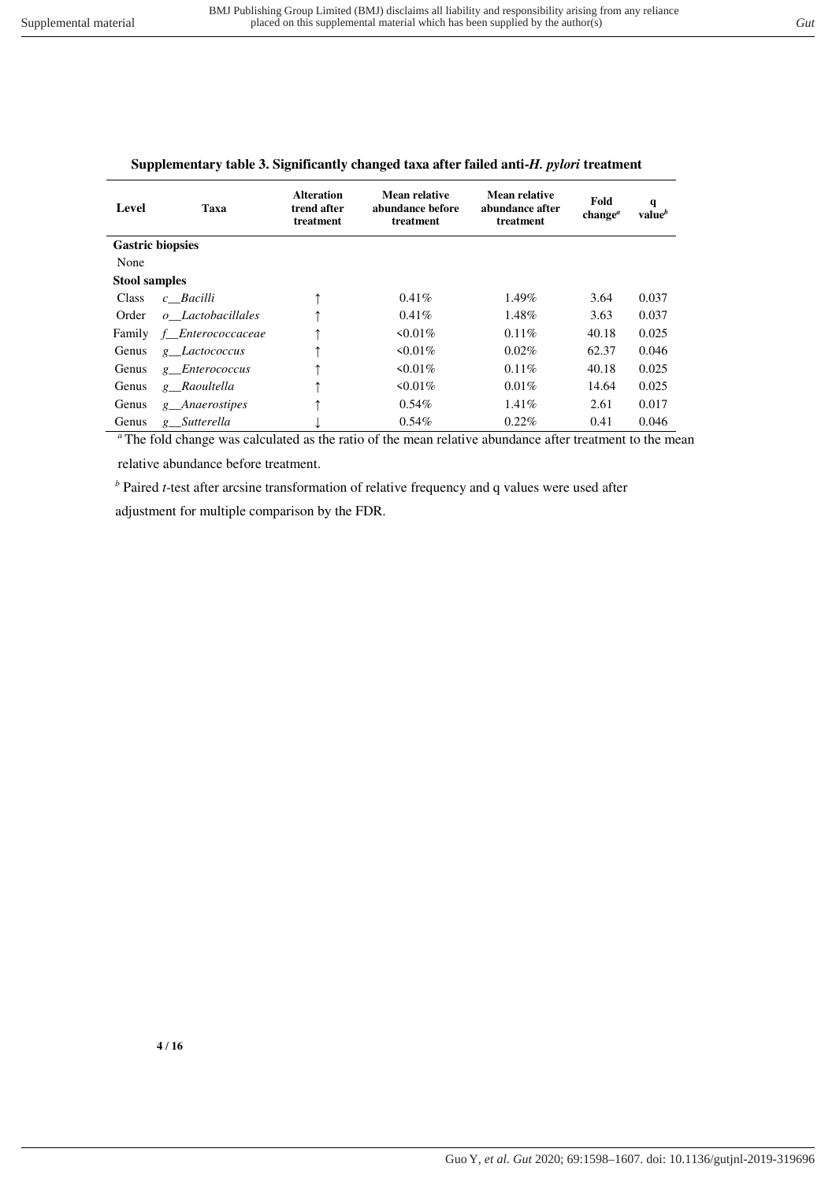**Supplementary table 3. Significantly changed taxa after failed anti-*H. pylori* treatment**

| Level | Taxa | Alteration trend after treatment | Mean relative abundance before treatment | Mean relative abundance after treatment | Fold change[a] | q value[b] |
|---|---|---|---|---|---|---|
| **Gastric biopsies** | | | | | | |
| None | | | | | | |
| **Stool samples** | | | | | | |
| Class | *c__Bacilli* | ↑ | 0.41% | 1.49% | 3.64 | 0.037 |
| Order | *o__Lactobacillales* | ↑ | 0.41% | 1.48% | 3.63 | 0.037 |
| Family | *f__Enterococcaceae* | ↑ | <0.01% | 0.11% | 40.18 | 0.025 |
| Genus | *g__Lactococcus* | ↑ | <0.01% | 0.02% | 62.37 | 0.046 |
| Genus | *g__Enterococcus* | ↑ | <0.01% | 0.11% | 40.18 | 0.025 |
| Genus | *g__Raoultella* | ↑ | <0.01% | 0.01% | 14.64 | 0.025 |
| Genus | *g__Anaerostipes* | ↑ | 0.54% | 1.41% | 2.61 | 0.017 |
| Genus | *g__Sutterella* | ↓ | 0.54% | 0.22% | 0.41 | 0.046 |

[a] The fold change was calculated as the ratio of the mean relative abundance after treatment to the mean relative abundance before treatment.

[b] Paired *t*-test after arcsine transformation of relative frequency and q values were used after adjustment for multiple comparison by the FDR.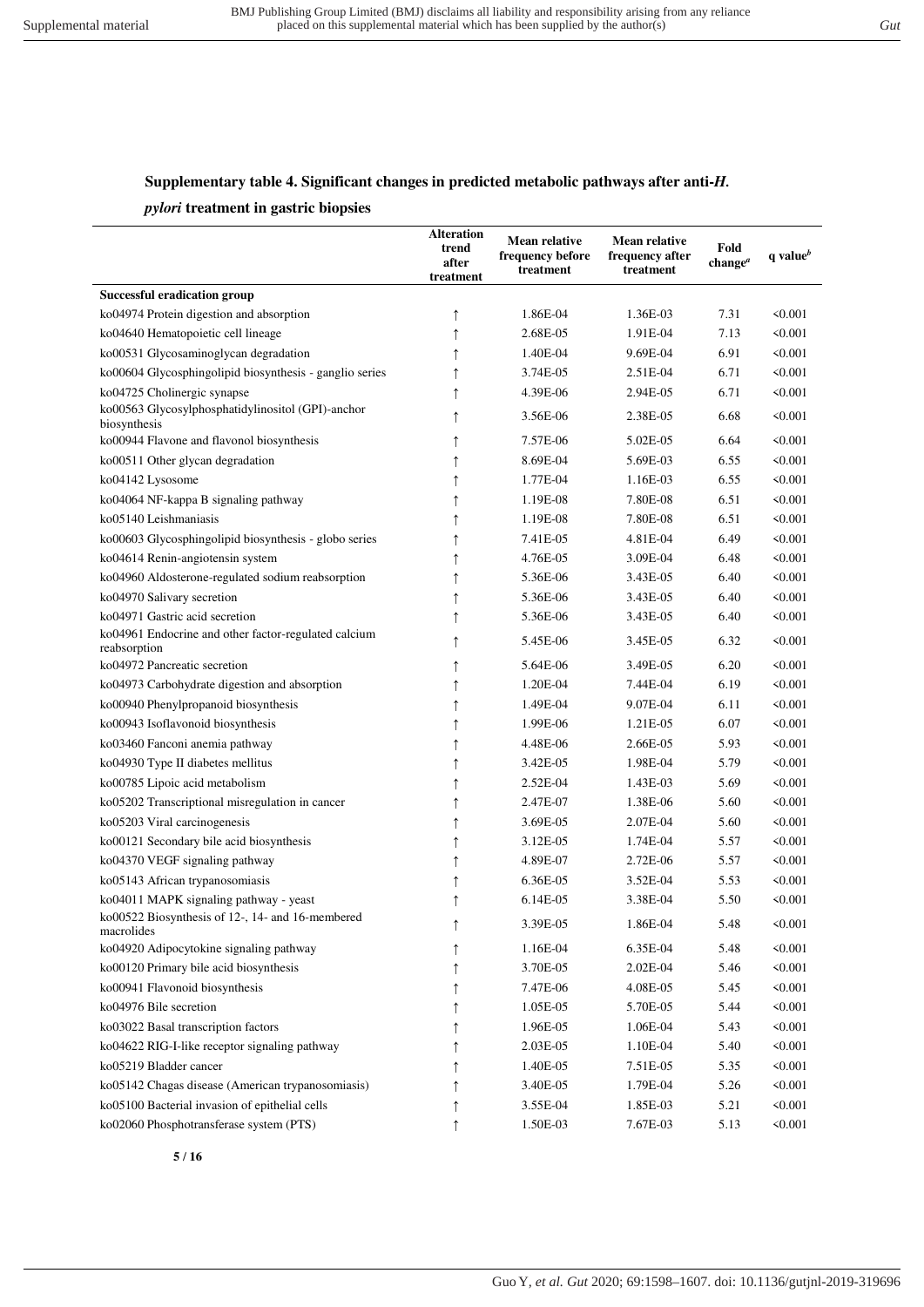**Supplementary table 4. Significant changes in predicted metabolic pathways after anti-*H. pylori* treatment in gastric biopsies**

| | Alteration trend after treatment | Mean relative frequency before treatment | Mean relative frequency after treatment | Fold change[a] | q value[b] |
|---|---|---|---|---|---|
| **Successful eradication group** | | | | | |
| ko04974 Protein digestion and absorption | ↑ | 1.86E-04 | 1.36E-03 | 7.31 | <0.001 |
| ko04640 Hematopoietic cell lineage | ↑ | 2.68E-05 | 1.91E-04 | 7.13 | <0.001 |
| ko00531 Glycosaminoglycan degradation | ↑ | 1.40E-04 | 9.69E-04 | 6.91 | <0.001 |
| ko00604 Glycosphingolipid biosynthesis - ganglio series | ↑ | 3.74E-05 | 2.51E-04 | 6.71 | <0.001 |
| ko04725 Cholinergic synapse | ↑ | 4.39E-06 | 2.94E-05 | 6.71 | <0.001 |
| ko00563 Glycosylphosphatidylinositol (GPI)-anchor biosynthesis | ↑ | 3.56E-06 | 2.38E-05 | 6.68 | <0.001 |
| ko00944 Flavone and flavonol biosynthesis | ↑ | 7.57E-06 | 5.02E-05 | 6.64 | <0.001 |
| ko00511 Other glycan degradation | ↑ | 8.69E-04 | 5.69E-03 | 6.55 | <0.001 |
| ko04142 Lysosome | ↑ | 1.77E-04 | 1.16E-03 | 6.55 | <0.001 |
| ko04064 NF-kappa B signaling pathway | ↑ | 1.19E-08 | 7.80E-08 | 6.51 | <0.001 |
| ko05140 Leishmaniasis | ↑ | 1.19E-08 | 7.80E-08 | 6.51 | <0.001 |
| ko00603 Glycosphingolipid biosynthesis - globo series | ↑ | 7.41E-05 | 4.81E-04 | 6.49 | <0.001 |
| ko04614 Renin-angiotensin system | ↑ | 4.76E-05 | 3.09E-04 | 6.48 | <0.001 |
| ko04960 Aldosterone-regulated sodium reabsorption | ↑ | 5.36E-06 | 3.43E-05 | 6.40 | <0.001 |
| ko04970 Salivary secretion | ↑ | 5.36E-06 | 3.43E-05 | 6.40 | <0.001 |
| ko04971 Gastric acid secretion | ↑ | 5.36E-06 | 3.43E-05 | 6.40 | <0.001 |
| ko04961 Endocrine and other factor-regulated calcium reabsorption | ↑ | 5.45E-06 | 3.45E-05 | 6.32 | <0.001 |
| ko04972 Pancreatic secretion | ↑ | 5.64E-06 | 3.49E-05 | 6.20 | <0.001 |
| ko04973 Carbohydrate digestion and absorption | ↑ | 1.20E-04 | 7.44E-04 | 6.19 | <0.001 |
| ko00940 Phenylpropanoid biosynthesis | ↑ | 1.49E-04 | 9.07E-04 | 6.11 | <0.001 |
| ko00943 Isoflavonoid biosynthesis | ↑ | 1.99E-06 | 1.21E-05 | 6.07 | <0.001 |
| ko03460 Fanconi anemia pathway | ↑ | 4.48E-06 | 2.66E-05 | 5.93 | <0.001 |
| ko04930 Type II diabetes mellitus | ↑ | 3.42E-05 | 1.98E-04 | 5.79 | <0.001 |
| ko00785 Lipoic acid metabolism | ↑ | 2.52E-04 | 1.43E-03 | 5.69 | <0.001 |
| ko05202 Transcriptional misregulation in cancer | ↑ | 2.47E-07 | 1.38E-06 | 5.60 | <0.001 |
| ko05203 Viral carcinogenesis | ↑ | 3.69E-05 | 2.07E-04 | 5.60 | <0.001 |
| ko00121 Secondary bile acid biosynthesis | ↑ | 3.12E-05 | 1.74E-04 | 5.57 | <0.001 |
| ko04370 VEGF signaling pathway | ↑ | 4.89E-07 | 2.72E-06 | 5.57 | <0.001 |
| ko05143 African trypanosomiasis | ↑ | 6.36E-05 | 3.52E-04 | 5.53 | <0.001 |
| ko04011 MAPK signaling pathway - yeast | ↑ | 6.14E-05 | 3.38E-04 | 5.50 | <0.001 |
| ko00522 Biosynthesis of 12-, 14- and 16-membered macrolides | ↑ | 3.39E-05 | 1.86E-04 | 5.48 | <0.001 |
| ko04920 Adipocytokine signaling pathway | ↑ | 1.16E-04 | 6.35E-04 | 5.48 | <0.001 |
| ko00120 Primary bile acid biosynthesis | ↑ | 3.70E-05 | 2.02E-04 | 5.46 | <0.001 |
| ko00941 Flavonoid biosynthesis | ↑ | 7.47E-06 | 4.08E-05 | 5.45 | <0.001 |
| ko04976 Bile secretion | ↑ | 1.05E-05 | 5.70E-05 | 5.44 | <0.001 |
| ko03022 Basal transcription factors | ↑ | 1.96E-05 | 1.06E-04 | 5.43 | <0.001 |
| ko04622 RIG-I-like receptor signaling pathway | ↑ | 2.03E-05 | 1.10E-04 | 5.40 | <0.001 |
| ko05219 Bladder cancer | ↑ | 1.40E-05 | 7.51E-05 | 5.35 | <0.001 |
| ko05142 Chagas disease (American trypanosomiasis) | ↑ | 3.40E-05 | 1.79E-04 | 5.26 | <0.001 |
| ko05100 Bacterial invasion of epithelial cells | ↑ | 3.55E-04 | 1.85E-03 | 5.21 | <0.001 |
| ko02060 Phosphotransferase system (PTS) | ↑ | 1.50E-03 | 7.67E-03 | 5.13 | <0.001 |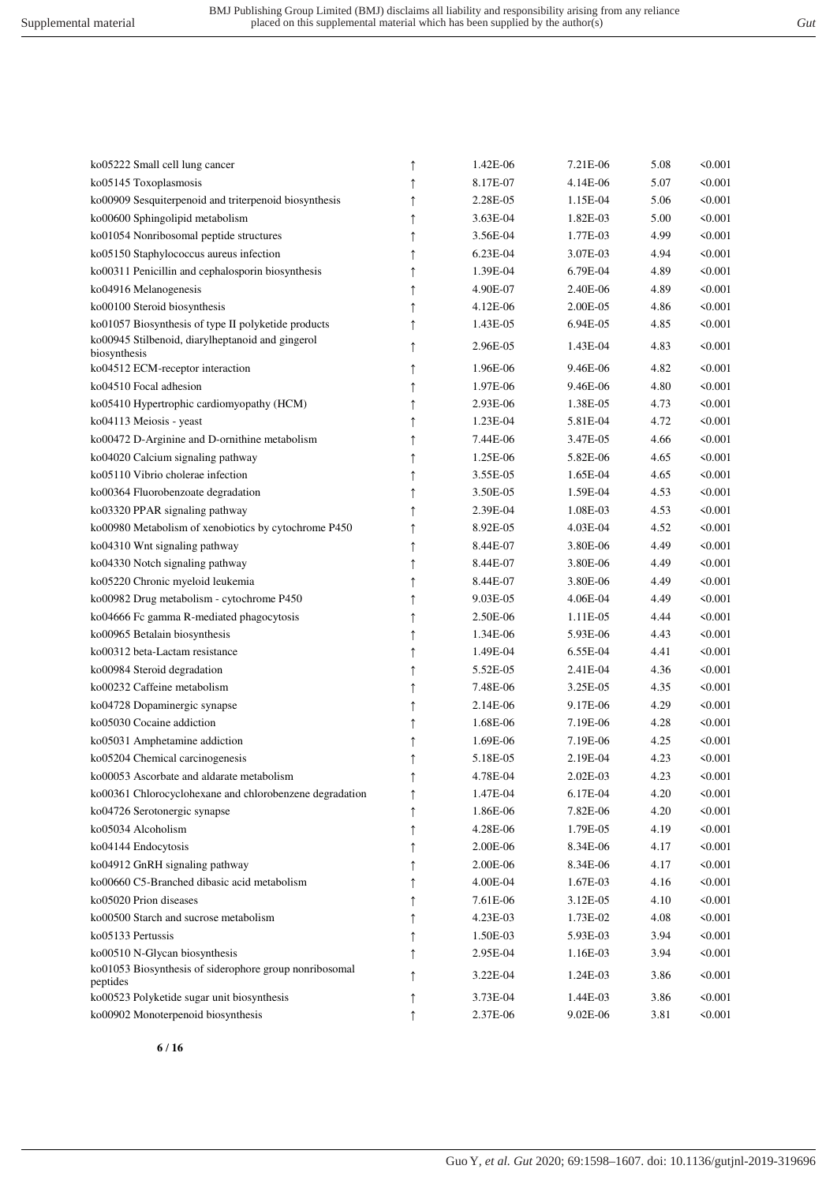| | | | | | |
|---|---|---|---|---|---|
| ko05222 Small cell lung cancer | ↑ | 1.42E-06 | 7.21E-06 | 5.08 | <0.001 |
| ko05145 Toxoplasmosis | ↑ | 8.17E-07 | 4.14E-06 | 5.07 | <0.001 |
| ko00909 Sesquiterpenoid and triterpenoid biosynthesis | ↑ | 2.28E-05 | 1.15E-04 | 5.06 | <0.001 |
| ko00600 Sphingolipid metabolism | ↑ | 3.63E-04 | 1.82E-03 | 5.00 | <0.001 |
| ko01054 Nonribosomal peptide structures | ↑ | 3.56E-04 | 1.77E-03 | 4.99 | <0.001 |
| ko05150 Staphylococcus aureus infection | ↑ | 6.23E-04 | 3.07E-03 | 4.94 | <0.001 |
| ko00311 Penicillin and cephalosporin biosynthesis | ↑ | 1.39E-04 | 6.79E-04 | 4.89 | <0.001 |
| ko04916 Melanogenesis | ↑ | 4.90E-07 | 2.40E-06 | 4.89 | <0.001 |
| ko00100 Steroid biosynthesis | ↑ | 4.12E-06 | 2.00E-05 | 4.86 | <0.001 |
| ko01057 Biosynthesis of type II polyketide products | ↑ | 1.43E-05 | 6.94E-05 | 4.85 | <0.001 |
| ko00945 Stilbenoid, diarylheptanoid and gingerol biosynthesis | ↑ | 2.96E-05 | 1.43E-04 | 4.83 | <0.001 |
| ko04512 ECM-receptor interaction | ↑ | 1.96E-06 | 9.46E-06 | 4.82 | <0.001 |
| ko04510 Focal adhesion | ↑ | 1.97E-06 | 9.46E-06 | 4.80 | <0.001 |
| ko05410 Hypertrophic cardiomyopathy (HCM) | ↑ | 2.93E-06 | 1.38E-05 | 4.73 | <0.001 |
| ko04113 Meiosis - yeast | ↑ | 1.23E-04 | 5.81E-04 | 4.72 | <0.001 |
| ko00472 D-Arginine and D-ornithine metabolism | ↑ | 7.44E-06 | 3.47E-05 | 4.66 | <0.001 |
| ko04020 Calcium signaling pathway | ↑ | 1.25E-06 | 5.82E-06 | 4.65 | <0.001 |
| ko05110 Vibrio cholerae infection | ↑ | 3.55E-05 | 1.65E-04 | 4.65 | <0.001 |
| ko00364 Fluorobenzoate degradation | ↑ | 3.50E-05 | 1.59E-04 | 4.53 | <0.001 |
| ko03320 PPAR signaling pathway | ↑ | 2.39E-04 | 1.08E-03 | 4.53 | <0.001 |
| ko00980 Metabolism of xenobiotics by cytochrome P450 | ↑ | 8.92E-05 | 4.03E-04 | 4.52 | <0.001 |
| ko04310 Wnt signaling pathway | ↑ | 8.44E-07 | 3.80E-06 | 4.49 | <0.001 |
| ko04330 Notch signaling pathway | ↑ | 8.44E-07 | 3.80E-06 | 4.49 | <0.001 |
| ko05220 Chronic myeloid leukemia | ↑ | 8.44E-07 | 3.80E-06 | 4.49 | <0.001 |
| ko00982 Drug metabolism - cytochrome P450 | ↑ | 9.03E-05 | 4.06E-04 | 4.49 | <0.001 |
| ko04666 Fc gamma R-mediated phagocytosis | ↑ | 2.50E-06 | 1.11E-05 | 4.44 | <0.001 |
| ko00965 Betalain biosynthesis | ↑ | 1.34E-06 | 5.93E-06 | 4.43 | <0.001 |
| ko00312 beta-Lactam resistance | ↑ | 1.49E-04 | 6.55E-04 | 4.41 | <0.001 |
| ko00984 Steroid degradation | ↑ | 5.52E-05 | 2.41E-04 | 4.36 | <0.001 |
| ko00232 Caffeine metabolism | ↑ | 7.48E-06 | 3.25E-05 | 4.35 | <0.001 |
| ko04728 Dopaminergic synapse | ↑ | 2.14E-06 | 9.17E-06 | 4.29 | <0.001 |
| ko05030 Cocaine addiction | ↑ | 1.68E-06 | 7.19E-06 | 4.28 | <0.001 |
| ko05031 Amphetamine addiction | ↑ | 1.69E-06 | 7.19E-06 | 4.25 | <0.001 |
| ko05204 Chemical carcinogenesis | ↑ | 5.18E-05 | 2.19E-04 | 4.23 | <0.001 |
| ko00053 Ascorbate and aldarate metabolism | ↑ | 4.78E-04 | 2.02E-03 | 4.23 | <0.001 |
| ko00361 Chlorocyclohexane and chlorobenzene degradation | ↑ | 1.47E-04 | 6.17E-04 | 4.20 | <0.001 |
| ko04726 Serotonergic synapse | ↑ | 1.86E-06 | 7.82E-06 | 4.20 | <0.001 |
| ko05034 Alcoholism | ↑ | 4.28E-06 | 1.79E-05 | 4.19 | <0.001 |
| ko04144 Endocytosis | ↑ | 2.00E-06 | 8.34E-06 | 4.17 | <0.001 |
| ko04912 GnRH signaling pathway | ↑ | 2.00E-06 | 8.34E-06 | 4.17 | <0.001 |
| ko00660 C5-Branched dibasic acid metabolism | ↑ | 4.00E-04 | 1.67E-03 | 4.16 | <0.001 |
| ko05020 Prion diseases | ↑ | 7.61E-06 | 3.12E-05 | 4.10 | <0.001 |
| ko00500 Starch and sucrose metabolism | ↑ | 4.23E-03 | 1.73E-02 | 4.08 | <0.001 |
| ko05133 Pertussis | ↑ | 1.50E-03 | 5.93E-03 | 3.94 | <0.001 |
| ko00510 N-Glycan biosynthesis | ↑ | 2.95E-04 | 1.16E-03 | 3.94 | <0.001 |
| ko01053 Biosynthesis of siderophore group nonribosomal peptides | ↑ | 3.22E-04 | 1.24E-03 | 3.86 | <0.001 |
| ko00523 Polyketide sugar unit biosynthesis | ↑ | 3.73E-04 | 1.44E-03 | 3.86 | <0.001 |
| ko00902 Monoterpenoid biosynthesis | ↑ | 2.37E-06 | 9.02E-06 | 3.81 | <0.001 |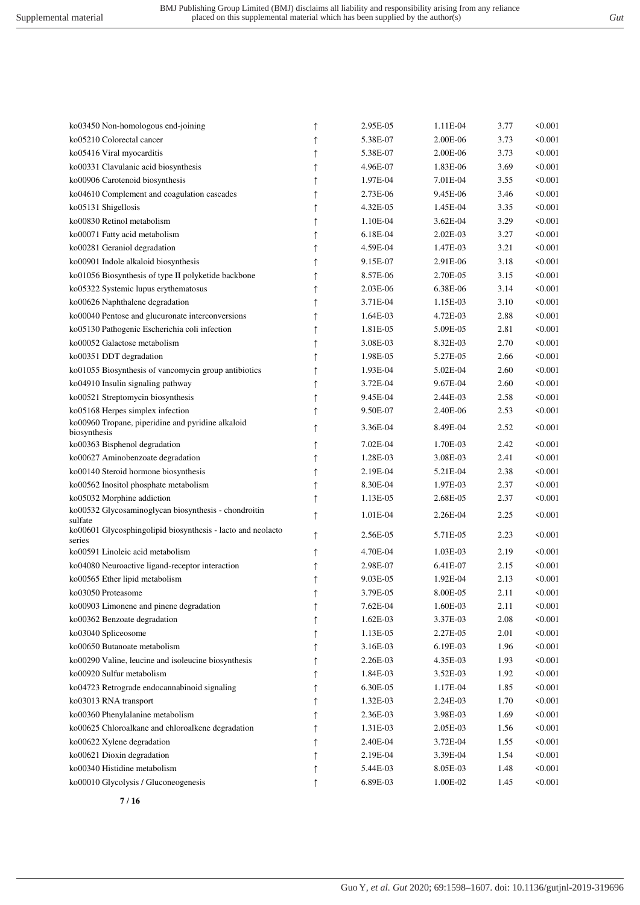| | | | | | |
|---|---|---|---|---|---|
| ko03450 Non-homologous end-joining | ↑ | 2.95E-05 | 1.11E-04 | 3.77 | <0.001 |
| ko05210 Colorectal cancer | ↑ | 5.38E-07 | 2.00E-06 | 3.73 | <0.001 |
| ko05416 Viral myocarditis | ↑ | 5.38E-07 | 2.00E-06 | 3.73 | <0.001 |
| ko00331 Clavulanic acid biosynthesis | ↑ | 4.96E-07 | 1.83E-06 | 3.69 | <0.001 |
| ko00906 Carotenoid biosynthesis | ↑ | 1.97E-04 | 7.01E-04 | 3.55 | <0.001 |
| ko04610 Complement and coagulation cascades | ↑ | 2.73E-06 | 9.45E-06 | 3.46 | <0.001 |
| ko05131 Shigellosis | ↑ | 4.32E-05 | 1.45E-04 | 3.35 | <0.001 |
| ko00830 Retinol metabolism | ↑ | 1.10E-04 | 3.62E-04 | 3.29 | <0.001 |
| ko00071 Fatty acid metabolism | ↑ | 6.18E-04 | 2.02E-03 | 3.27 | <0.001 |
| ko00281 Geraniol degradation | ↑ | 4.59E-04 | 1.47E-03 | 3.21 | <0.001 |
| ko00901 Indole alkaloid biosynthesis | ↑ | 9.15E-07 | 2.91E-06 | 3.18 | <0.001 |
| ko01056 Biosynthesis of type II polyketide backbone | ↑ | 8.57E-06 | 2.70E-05 | 3.15 | <0.001 |
| ko05322 Systemic lupus erythematosus | ↑ | 2.03E-06 | 6.38E-06 | 3.14 | <0.001 |
| ko00626 Naphthalene degradation | ↑ | 3.71E-04 | 1.15E-03 | 3.10 | <0.001 |
| ko00040 Pentose and glucuronate interconversions | ↑ | 1.64E-03 | 4.72E-03 | 2.88 | <0.001 |
| ko05130 Pathogenic Escherichia coli infection | ↑ | 1.81E-05 | 5.09E-05 | 2.81 | <0.001 |
| ko00052 Galactose metabolism | ↑ | 3.08E-03 | 8.32E-03 | 2.70 | <0.001 |
| ko00351 DDT degradation | ↑ | 1.98E-05 | 5.27E-05 | 2.66 | <0.001 |
| ko01055 Biosynthesis of vancomycin group antibiotics | ↑ | 1.93E-04 | 5.02E-04 | 2.60 | <0.001 |
| ko04910 Insulin signaling pathway | ↑ | 3.72E-04 | 9.67E-04 | 2.60 | <0.001 |
| ko00521 Streptomycin biosynthesis | ↑ | 9.45E-04 | 2.44E-03 | 2.58 | <0.001 |
| ko05168 Herpes simplex infection | ↑ | 9.50E-07 | 2.40E-06 | 2.53 | <0.001 |
| ko00960 Tropane, piperidine and pyridine alkaloid biosynthesis | ↑ | 3.36E-04 | 8.49E-04 | 2.52 | <0.001 |
| ko00363 Bisphenol degradation | ↑ | 7.02E-04 | 1.70E-03 | 2.42 | <0.001 |
| ko00627 Aminobenzoate degradation | ↑ | 1.28E-03 | 3.08E-03 | 2.41 | <0.001 |
| ko00140 Steroid hormone biosynthesis | ↑ | 2.19E-04 | 5.21E-04 | 2.38 | <0.001 |
| ko00562 Inositol phosphate metabolism | ↑ | 8.30E-04 | 1.97E-03 | 2.37 | <0.001 |
| ko05032 Morphine addiction | ↑ | 1.13E-05 | 2.68E-05 | 2.37 | <0.001 |
| ko00532 Glycosaminoglycan biosynthesis - chondroitin sulfate | ↑ | 1.01E-04 | 2.26E-04 | 2.25 | <0.001 |
| ko00601 Glycosphingolipid biosynthesis - lacto and neolacto series | ↑ | 2.56E-05 | 5.71E-05 | 2.23 | <0.001 |
| ko00591 Linoleic acid metabolism | ↑ | 4.70E-04 | 1.03E-03 | 2.19 | <0.001 |
| ko04080 Neuroactive ligand-receptor interaction | ↑ | 2.98E-07 | 6.41E-07 | 2.15 | <0.001 |
| ko00565 Ether lipid metabolism | ↑ | 9.03E-05 | 1.92E-04 | 2.13 | <0.001 |
| ko03050 Proteasome | ↑ | 3.79E-05 | 8.00E-05 | 2.11 | <0.001 |
| ko00903 Limonene and pinene degradation | ↑ | 7.62E-04 | 1.60E-03 | 2.11 | <0.001 |
| ko00362 Benzoate degradation | ↑ | 1.62E-03 | 3.37E-03 | 2.08 | <0.001 |
| ko03040 Spliceosome | ↑ | 1.13E-05 | 2.27E-05 | 2.01 | <0.001 |
| ko00650 Butanoate metabolism | ↑ | 3.16E-03 | 6.19E-03 | 1.96 | <0.001 |
| ko00290 Valine, leucine and isoleucine biosynthesis | ↑ | 2.26E-03 | 4.35E-03 | 1.93 | <0.001 |
| ko00920 Sulfur metabolism | ↑ | 1.84E-03 | 3.52E-03 | 1.92 | <0.001 |
| ko04723 Retrograde endocannabinoid signaling | ↑ | 6.30E-05 | 1.17E-04 | 1.85 | <0.001 |
| ko03013 RNA transport | ↑ | 1.32E-03 | 2.24E-03 | 1.70 | <0.001 |
| ko00360 Phenylalanine metabolism | ↑ | 2.36E-03 | 3.98E-03 | 1.69 | <0.001 |
| ko00625 Chloroalkane and chloroalkene degradation | ↑ | 1.31E-03 | 2.05E-03 | 1.56 | <0.001 |
| ko00622 Xylene degradation | ↑ | 2.40E-04 | 3.72E-04 | 1.55 | <0.001 |
| ko00621 Dioxin degradation | ↑ | 2.19E-04 | 3.39E-04 | 1.54 | <0.001 |
| ko00340 Histidine metabolism | ↑ | 5.44E-03 | 8.05E-03 | 1.48 | <0.001 |
| ko00010 Glycolysis / Gluconeogenesis | ↑ | 6.89E-03 | 1.00E-02 | 1.45 | <0.001 |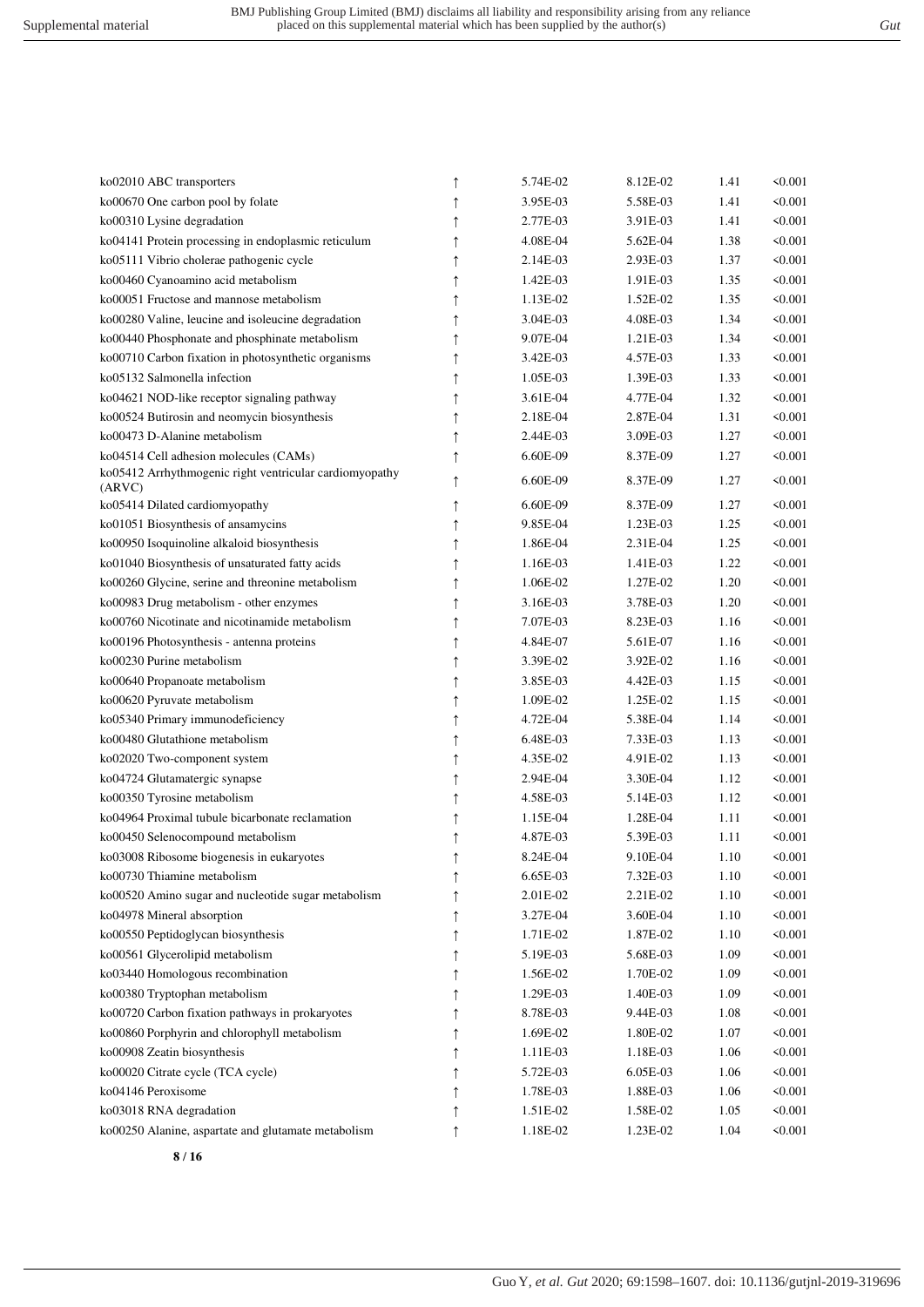| | | | | | |
|---|---|---|---|---|---|
| ko02010 ABC transporters | ↑ | 5.74E-02 | 8.12E-02 | 1.41 | <0.001 |
| ko00670 One carbon pool by folate | ↑ | 3.95E-03 | 5.58E-03 | 1.41 | <0.001 |
| ko00310 Lysine degradation | ↑ | 2.77E-03 | 3.91E-03 | 1.41 | <0.001 |
| ko04141 Protein processing in endoplasmic reticulum | ↑ | 4.08E-04 | 5.62E-04 | 1.38 | <0.001 |
| ko05111 Vibrio cholerae pathogenic cycle | ↑ | 2.14E-03 | 2.93E-03 | 1.37 | <0.001 |
| ko00460 Cyanoamino acid metabolism | ↑ | 1.42E-03 | 1.91E-03 | 1.35 | <0.001 |
| ko00051 Fructose and mannose metabolism | ↑ | 1.13E-02 | 1.52E-02 | 1.35 | <0.001 |
| ko00280 Valine, leucine and isoleucine degradation | ↑ | 3.04E-03 | 4.08E-03 | 1.34 | <0.001 |
| ko00440 Phosphonate and phosphinate metabolism | ↑ | 9.07E-04 | 1.21E-03 | 1.34 | <0.001 |
| ko00710 Carbon fixation in photosynthetic organisms | ↑ | 3.42E-03 | 4.57E-03 | 1.33 | <0.001 |
| ko05132 Salmonella infection | ↑ | 1.05E-03 | 1.39E-03 | 1.33 | <0.001 |
| ko04621 NOD-like receptor signaling pathway | ↑ | 3.61E-04 | 4.77E-04 | 1.32 | <0.001 |
| ko00524 Butirosin and neomycin biosynthesis | ↑ | 2.18E-04 | 2.87E-04 | 1.31 | <0.001 |
| ko00473 D-Alanine metabolism | ↑ | 2.44E-03 | 3.09E-03 | 1.27 | <0.001 |
| ko04514 Cell adhesion molecules (CAMs) | ↑ | 6.60E-09 | 8.37E-09 | 1.27 | <0.001 |
| ko05412 Arrhythmogenic right ventricular cardiomyopathy (ARVC) | ↑ | 6.60E-09 | 8.37E-09 | 1.27 | <0.001 |
| ko05414 Dilated cardiomyopathy | ↑ | 6.60E-09 | 8.37E-09 | 1.27 | <0.001 |
| ko01051 Biosynthesis of ansamycins | ↑ | 9.85E-04 | 1.23E-03 | 1.25 | <0.001 |
| ko00950 Isoquinoline alkaloid biosynthesis | ↑ | 1.86E-04 | 2.31E-04 | 1.25 | <0.001 |
| ko01040 Biosynthesis of unsaturated fatty acids | ↑ | 1.16E-03 | 1.41E-03 | 1.22 | <0.001 |
| ko00260 Glycine, serine and threonine metabolism | ↑ | 1.06E-02 | 1.27E-02 | 1.20 | <0.001 |
| ko00983 Drug metabolism - other enzymes | ↑ | 3.16E-03 | 3.78E-03 | 1.20 | <0.001 |
| ko00760 Nicotinate and nicotinamide metabolism | ↑ | 7.07E-03 | 8.23E-03 | 1.16 | <0.001 |
| ko00196 Photosynthesis - antenna proteins | ↑ | 4.84E-07 | 5.61E-07 | 1.16 | <0.001 |
| ko00230 Purine metabolism | ↑ | 3.39E-02 | 3.92E-02 | 1.16 | <0.001 |
| ko00640 Propanoate metabolism | ↑ | 3.85E-03 | 4.42E-03 | 1.15 | <0.001 |
| ko00620 Pyruvate metabolism | ↑ | 1.09E-02 | 1.25E-02 | 1.15 | <0.001 |
| ko05340 Primary immunodeficiency | ↑ | 4.72E-04 | 5.38E-04 | 1.14 | <0.001 |
| ko00480 Glutathione metabolism | ↑ | 6.48E-03 | 7.33E-03 | 1.13 | <0.001 |
| ko02020 Two-component system | ↑ | 4.35E-02 | 4.91E-02 | 1.13 | <0.001 |
| ko04724 Glutamatergic synapse | ↑ | 2.94E-04 | 3.30E-04 | 1.12 | <0.001 |
| ko00350 Tyrosine metabolism | ↑ | 4.58E-03 | 5.14E-03 | 1.12 | <0.001 |
| ko04964 Proximal tubule bicarbonate reclamation | ↑ | 1.15E-04 | 1.28E-04 | 1.11 | <0.001 |
| ko00450 Selenocompound metabolism | ↑ | 4.87E-03 | 5.39E-03 | 1.11 | <0.001 |
| ko03008 Ribosome biogenesis in eukaryotes | ↑ | 8.24E-04 | 9.10E-04 | 1.10 | <0.001 |
| ko00730 Thiamine metabolism | ↑ | 6.65E-03 | 7.32E-03 | 1.10 | <0.001 |
| ko00520 Amino sugar and nucleotide sugar metabolism | ↑ | 2.01E-02 | 2.21E-02 | 1.10 | <0.001 |
| ko04978 Mineral absorption | ↑ | 3.27E-04 | 3.60E-04 | 1.10 | <0.001 |
| ko00550 Peptidoglycan biosynthesis | ↑ | 1.71E-02 | 1.87E-02 | 1.10 | <0.001 |
| ko00561 Glycerolipid metabolism | ↑ | 5.19E-03 | 5.68E-03 | 1.09 | <0.001 |
| ko03440 Homologous recombination | ↑ | 1.56E-02 | 1.70E-02 | 1.09 | <0.001 |
| ko00380 Tryptophan metabolism | ↑ | 1.29E-03 | 1.40E-03 | 1.09 | <0.001 |
| ko00720 Carbon fixation pathways in prokaryotes | ↑ | 8.78E-03 | 9.44E-03 | 1.08 | <0.001 |
| ko00860 Porphyrin and chlorophyll metabolism | ↑ | 1.69E-02 | 1.80E-02 | 1.07 | <0.001 |
| ko00908 Zeatin biosynthesis | ↑ | 1.11E-03 | 1.18E-03 | 1.06 | <0.001 |
| ko00020 Citrate cycle (TCA cycle) | ↑ | 5.72E-03 | 6.05E-03 | 1.06 | <0.001 |
| ko04146 Peroxisome | ↑ | 1.78E-03 | 1.88E-03 | 1.06 | <0.001 |
| ko03018 RNA degradation | ↑ | 1.51E-02 | 1.58E-02 | 1.05 | <0.001 |
| ko00250 Alanine, aspartate and glutamate metabolism | ↑ | 1.18E-02 | 1.23E-02 | 1.04 | <0.001 |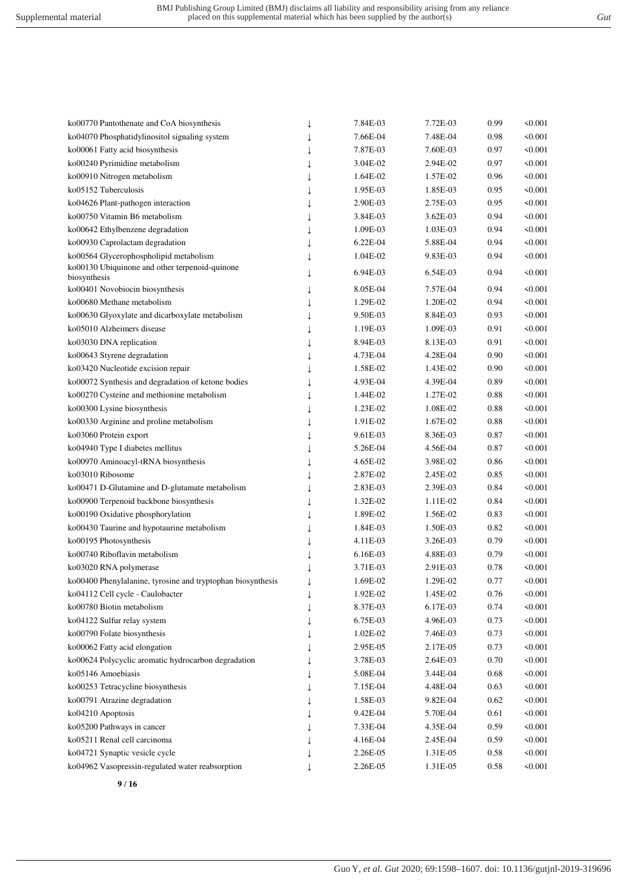| | | | | | |
|---|---|---|---|---|---|
| ko00770 Pantothenate and CoA biosynthesis | ↓ | 7.84E-03 | 7.72E-03 | 0.99 | <0.001 |
| ko04070 Phosphatidylinositol signaling system | ↓ | 7.66E-04 | 7.48E-04 | 0.98 | <0.001 |
| ko00061 Fatty acid biosynthesis | ↓ | 7.87E-03 | 7.60E-03 | 0.97 | <0.001 |
| ko00240 Pyrimidine metabolism | ↓ | 3.04E-02 | 2.94E-02 | 0.97 | <0.001 |
| ko00910 Nitrogen metabolism | ↓ | 1.64E-02 | 1.57E-02 | 0.96 | <0.001 |
| ko05152 Tuberculosis | ↓ | 1.95E-03 | 1.85E-03 | 0.95 | <0.001 |
| ko04626 Plant-pathogen interaction | ↓ | 2.90E-03 | 2.75E-03 | 0.95 | <0.001 |
| ko00750 Vitamin B6 metabolism | ↓ | 3.84E-03 | 3.62E-03 | 0.94 | <0.001 |
| ko00642 Ethylbenzene degradation | ↓ | 1.09E-03 | 1.03E-03 | 0.94 | <0.001 |
| ko00930 Caprolactam degradation | ↓ | 6.22E-04 | 5.88E-04 | 0.94 | <0.001 |
| ko00564 Glycerophospholipid metabolism | ↓ | 1.04E-02 | 9.83E-03 | 0.94 | <0.001 |
| ko00130 Ubiquinone and other terpenoid-quinone biosynthesis | ↓ | 6.94E-03 | 6.54E-03 | 0.94 | <0.001 |
| ko00401 Novobiocin biosynthesis | ↓ | 8.05E-04 | 7.57E-04 | 0.94 | <0.001 |
| ko00680 Methane metabolism | ↓ | 1.29E-02 | 1.20E-02 | 0.94 | <0.001 |
| ko00630 Glyoxylate and dicarboxylate metabolism | ↓ | 9.50E-03 | 8.84E-03 | 0.93 | <0.001 |
| ko05010 Alzheimers disease | ↓ | 1.19E-03 | 1.09E-03 | 0.91 | <0.001 |
| ko03030 DNA replication | ↓ | 8.94E-03 | 8.13E-03 | 0.91 | <0.001 |
| ko00643 Styrene degradation | ↓ | 4.73E-04 | 4.28E-04 | 0.90 | <0.001 |
| ko03420 Nucleotide excision repair | ↓ | 1.58E-02 | 1.43E-02 | 0.90 | <0.001 |
| ko00072 Synthesis and degradation of ketone bodies | ↓ | 4.93E-04 | 4.39E-04 | 0.89 | <0.001 |
| ko00270 Cysteine and methionine metabolism | ↓ | 1.44E-02 | 1.27E-02 | 0.88 | <0.001 |
| ko00300 Lysine biosynthesis | ↓ | 1.23E-02 | 1.08E-02 | 0.88 | <0.001 |
| ko00330 Arginine and proline metabolism | ↓ | 1.91E-02 | 1.67E-02 | 0.88 | <0.001 |
| ko03060 Protein export | ↓ | 9.61E-03 | 8.36E-03 | 0.87 | <0.001 |
| ko04940 Type I diabetes mellitus | ↓ | 5.26E-04 | 4.56E-04 | 0.87 | <0.001 |
| ko00970 Aminoacyl-tRNA biosynthesis | ↓ | 4.65E-02 | 3.98E-02 | 0.86 | <0.001 |
| ko03010 Ribosome | ↓ | 2.87E-02 | 2.45E-02 | 0.85 | <0.001 |
| ko00471 D-Glutamine and D-glutamate metabolism | ↓ | 2.83E-03 | 2.39E-03 | 0.84 | <0.001 |
| ko00900 Terpenoid backbone biosynthesis | ↓ | 1.32E-02 | 1.11E-02 | 0.84 | <0.001 |
| ko00190 Oxidative phosphorylation | ↓ | 1.89E-02 | 1.56E-02 | 0.83 | <0.001 |
| ko00430 Taurine and hypotaurine metabolism | ↓ | 1.84E-03 | 1.50E-03 | 0.82 | <0.001 |
| ko00195 Photosynthesis | ↓ | 4.11E-03 | 3.26E-03 | 0.79 | <0.001 |
| ko00740 Riboflavin metabolism | ↓ | 6.16E-03 | 4.88E-03 | 0.79 | <0.001 |
| ko03020 RNA polymerase | ↓ | 3.71E-03 | 2.91E-03 | 0.78 | <0.001 |
| ko00400 Phenylalanine, tyrosine and tryptophan biosynthesis | ↓ | 1.69E-02 | 1.29E-02 | 0.77 | <0.001 |
| ko04112 Cell cycle - Caulobacter | ↓ | 1.92E-02 | 1.45E-02 | 0.76 | <0.001 |
| ko00780 Biotin metabolism | ↓ | 8.37E-03 | 6.17E-03 | 0.74 | <0.001 |
| ko04122 Sulfur relay system | ↓ | 6.75E-03 | 4.96E-03 | 0.73 | <0.001 |
| ko00790 Folate biosynthesis | ↓ | 1.02E-02 | 7.46E-03 | 0.73 | <0.001 |
| ko00062 Fatty acid elongation | ↓ | 2.95E-05 | 2.17E-05 | 0.73 | <0.001 |
| ko00624 Polycyclic aromatic hydrocarbon degradation | ↓ | 3.78E-03 | 2.64E-03 | 0.70 | <0.001 |
| ko05146 Amoebiasis | ↓ | 5.08E-04 | 3.44E-04 | 0.68 | <0.001 |
| ko00253 Tetracycline biosynthesis | ↓ | 7.15E-04 | 4.48E-04 | 0.63 | <0.001 |
| ko00791 Atrazine degradation | ↓ | 1.58E-03 | 9.82E-04 | 0.62 | <0.001 |
| ko04210 Apoptosis | ↓ | 9.42E-04 | 5.70E-04 | 0.61 | <0.001 |
| ko05200 Pathways in cancer | ↓ | 7.33E-04 | 4.35E-04 | 0.59 | <0.001 |
| ko05211 Renal cell carcinoma | ↓ | 4.16E-04 | 2.45E-04 | 0.59 | <0.001 |
| ko04721 Synaptic vesicle cycle | ↓ | 2.26E-05 | 1.31E-05 | 0.58 | <0.001 |
| ko04962 Vasopressin-regulated water reabsorption | ↓ | 2.26E-05 | 1.31E-05 | 0.58 | <0.001 |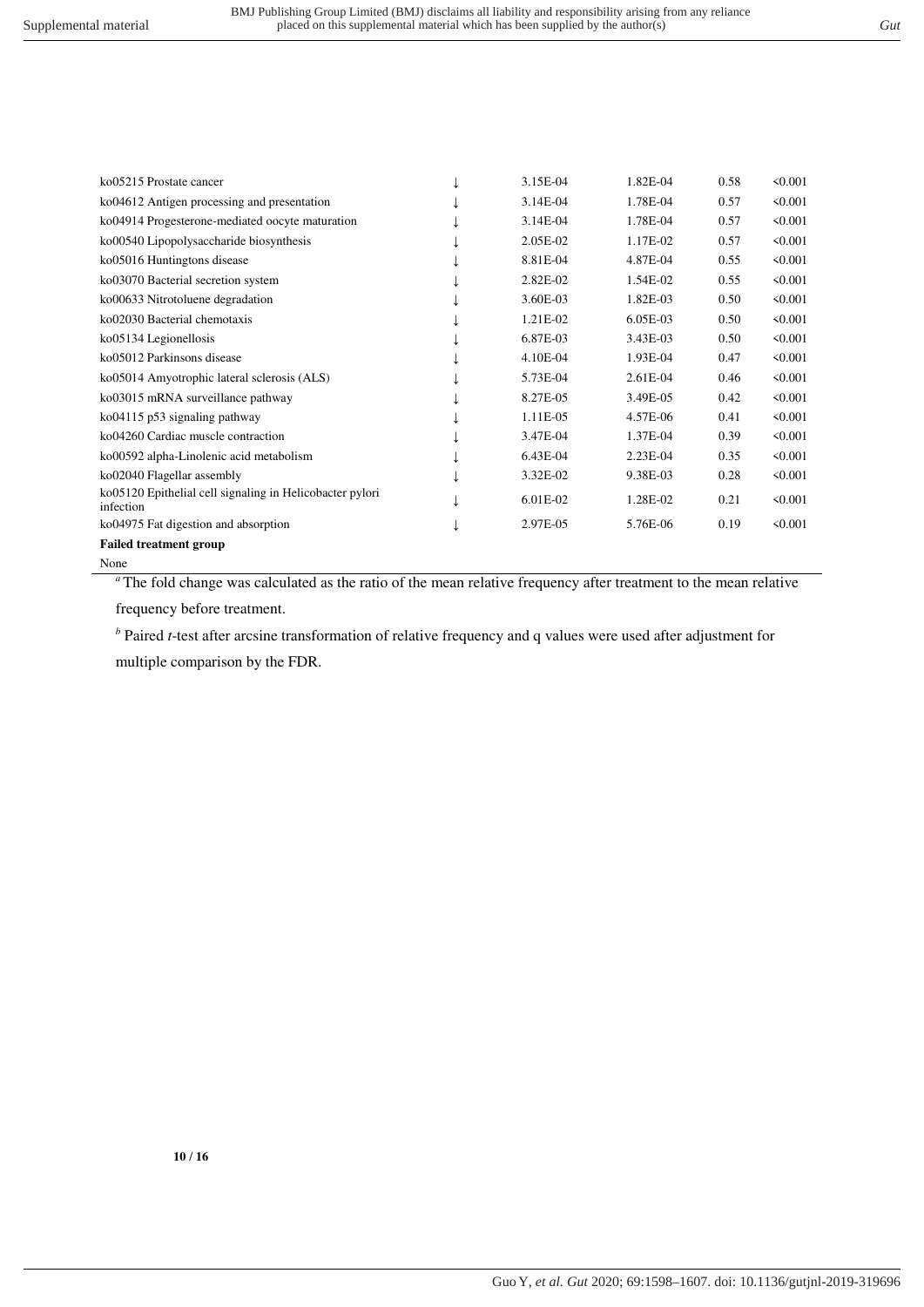| | | | | | |
|---|---|---|---|---|---|
| ko05215 Prostate cancer | ↓ | 3.15E-04 | 1.82E-04 | 0.58 | <0.001 |
| ko04612 Antigen processing and presentation | ↓ | 3.14E-04 | 1.78E-04 | 0.57 | <0.001 |
| ko04914 Progesterone-mediated oocyte maturation | ↓ | 3.14E-04 | 1.78E-04 | 0.57 | <0.001 |
| ko00540 Lipopolysaccharide biosynthesis | ↓ | 2.05E-02 | 1.17E-02 | 0.57 | <0.001 |
| ko05016 Huntingtons disease | ↓ | 8.81E-04 | 4.87E-04 | 0.55 | <0.001 |
| ko03070 Bacterial secretion system | ↓ | 2.82E-02 | 1.54E-02 | 0.55 | <0.001 |
| ko00633 Nitrotoluene degradation | ↓ | 3.60E-03 | 1.82E-03 | 0.50 | <0.001 |
| ko02030 Bacterial chemotaxis | ↓ | 1.21E-02 | 6.05E-03 | 0.50 | <0.001 |
| ko05134 Legionellosis | ↓ | 6.87E-03 | 3.43E-03 | 0.50 | <0.001 |
| ko05012 Parkinsons disease | ↓ | 4.10E-04 | 1.93E-04 | 0.47 | <0.001 |
| ko05014 Amyotrophic lateral sclerosis (ALS) | ↓ | 5.73E-04 | 2.61E-04 | 0.46 | <0.001 |
| ko03015 mRNA surveillance pathway | ↓ | 8.27E-05 | 3.49E-05 | 0.42 | <0.001 |
| ko04115 p53 signaling pathway | ↓ | 1.11E-05 | 4.57E-06 | 0.41 | <0.001 |
| ko04260 Cardiac muscle contraction | ↓ | 3.47E-04 | 1.37E-04 | 0.39 | <0.001 |
| ko00592 alpha-Linolenic acid metabolism | ↓ | 6.43E-04 | 2.23E-04 | 0.35 | <0.001 |
| ko02040 Flagellar assembly | ↓ | 3.32E-02 | 9.38E-03 | 0.28 | <0.001 |
| ko05120 Epithelial cell signaling in Helicobacter pylori infection | ↓ | 6.01E-02 | 1.28E-02 | 0.21 | <0.001 |
| ko04975 Fat digestion and absorption | ↓ | 2.97E-05 | 5.76E-06 | 0.19 | <0.001 |
| **Failed treatment group** | | | | | |
| None | | | | | |

[a] The fold change was calculated as the ratio of the mean relative frequency after treatment to the mean relative frequency before treatment.

[b] Paired *t*-test after arcsine transformation of relative frequency and q values were used after adjustment for multiple comparison by the FDR.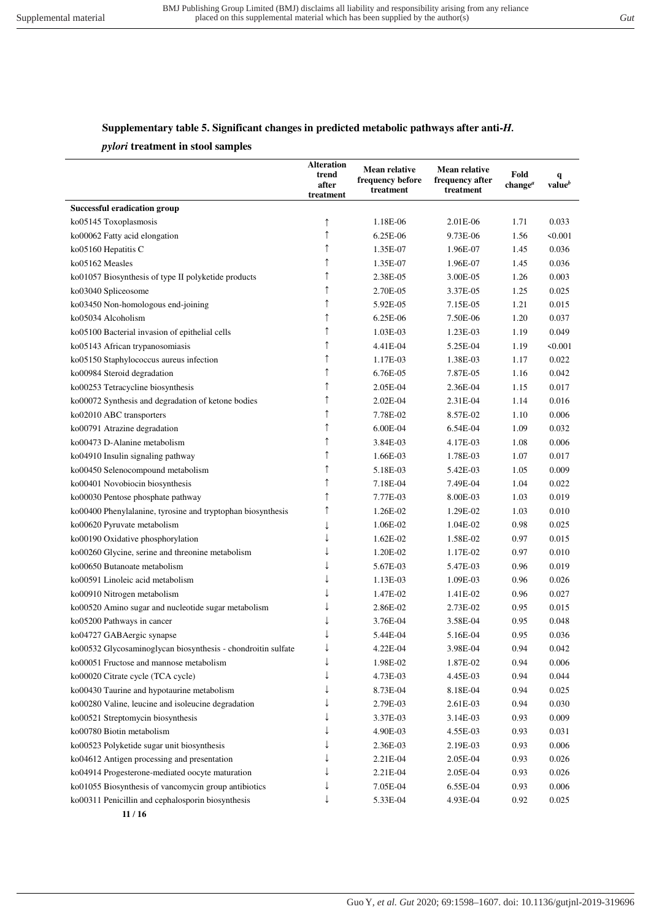## Supplementary table 5. Significant changes in predicted metabolic pathways after anti-*H. pylori* treatment in stool samples

| | Alteration trend after treatment | Mean relative frequency before treatment | Mean relative frequency after treatment | Fold change[a] | q value[b] |
|---|---|---|---|---|---|
| **Successful eradication group** | | | | | |
| ko05145 Toxoplasmosis | ↑ | 1.18E-06 | 2.01E-06 | 1.71 | 0.033 |
| ko00062 Fatty acid elongation | ↑ | 6.25E-06 | 9.73E-06 | 1.56 | <0.001 |
| ko05160 Hepatitis C | ↑ | 1.35E-07 | 1.96E-07 | 1.45 | 0.036 |
| ko05162 Measles | ↑ | 1.35E-07 | 1.96E-07 | 1.45 | 0.036 |
| ko01057 Biosynthesis of type II polyketide products | ↑ | 2.38E-05 | 3.00E-05 | 1.26 | 0.003 |
| ko03040 Spliceosome | ↑ | 2.70E-05 | 3.37E-05 | 1.25 | 0.025 |
| ko03450 Non-homologous end-joining | ↑ | 5.92E-05 | 7.15E-05 | 1.21 | 0.015 |
| ko05034 Alcoholism | ↑ | 6.25E-06 | 7.50E-06 | 1.20 | 0.037 |
| ko05100 Bacterial invasion of epithelial cells | ↑ | 1.03E-03 | 1.23E-03 | 1.19 | 0.049 |
| ko05143 African trypanosomiasis | ↑ | 4.41E-04 | 5.25E-04 | 1.19 | <0.001 |
| ko05150 Staphylococcus aureus infection | ↑ | 1.17E-03 | 1.38E-03 | 1.17 | 0.022 |
| ko00984 Steroid degradation | ↑ | 6.76E-05 | 7.87E-05 | 1.16 | 0.042 |
| ko00253 Tetracycline biosynthesis | ↑ | 2.05E-04 | 2.36E-04 | 1.15 | 0.017 |
| ko00072 Synthesis and degradation of ketone bodies | ↑ | 2.02E-04 | 2.31E-04 | 1.14 | 0.016 |
| ko02010 ABC transporters | ↑ | 7.78E-02 | 8.57E-02 | 1.10 | 0.006 |
| ko00791 Atrazine degradation | ↑ | 6.00E-04 | 6.54E-04 | 1.09 | 0.032 |
| ko00473 D-Alanine metabolism | ↑ | 3.84E-03 | 4.17E-03 | 1.08 | 0.006 |
| ko04910 Insulin signaling pathway | ↑ | 1.66E-03 | 1.78E-03 | 1.07 | 0.017 |
| ko00450 Selenocompound metabolism | ↑ | 5.18E-03 | 5.42E-03 | 1.05 | 0.009 |
| ko00401 Novobiocin biosynthesis | ↑ | 7.18E-04 | 7.49E-04 | 1.04 | 0.022 |
| ko00030 Pentose phosphate pathway | ↑ | 7.77E-03 | 8.00E-03 | 1.03 | 0.019 |
| ko00400 Phenylalanine, tyrosine and tryptophan biosynthesis | ↑ | 1.26E-02 | 1.29E-02 | 1.03 | 0.010 |
| ko00620 Pyruvate metabolism | ↓ | 1.06E-02 | 1.04E-02 | 0.98 | 0.025 |
| ko00190 Oxidative phosphorylation | ↓ | 1.62E-02 | 1.58E-02 | 0.97 | 0.015 |
| ko00260 Glycine, serine and threonine metabolism | ↓ | 1.20E-02 | 1.17E-02 | 0.97 | 0.010 |
| ko00650 Butanoate metabolism | ↓ | 5.67E-03 | 5.47E-03 | 0.96 | 0.019 |
| ko00591 Linoleic acid metabolism | ↓ | 1.13E-03 | 1.09E-03 | 0.96 | 0.026 |
| ko00910 Nitrogen metabolism | ↓ | 1.47E-02 | 1.41E-02 | 0.96 | 0.027 |
| ko00520 Amino sugar and nucleotide sugar metabolism | ↓ | 2.86E-02 | 2.73E-02 | 0.95 | 0.015 |
| ko05200 Pathways in cancer | ↓ | 3.76E-04 | 3.58E-04 | 0.95 | 0.048 |
| ko04727 GABAergic synapse | ↓ | 5.44E-04 | 5.16E-04 | 0.95 | 0.036 |
| ko00532 Glycosaminoglycan biosynthesis - chondroitin sulfate | ↓ | 4.22E-04 | 3.98E-04 | 0.94 | 0.042 |
| ko00051 Fructose and mannose metabolism | ↓ | 1.98E-02 | 1.87E-02 | 0.94 | 0.006 |
| ko00020 Citrate cycle (TCA cycle) | ↓ | 4.73E-03 | 4.45E-03 | 0.94 | 0.044 |
| ko00430 Taurine and hypotaurine metabolism | ↓ | 8.73E-04 | 8.18E-04 | 0.94 | 0.025 |
| ko00280 Valine, leucine and isoleucine degradation | ↓ | 2.79E-03 | 2.61E-03 | 0.94 | 0.030 |
| ko00521 Streptomycin biosynthesis | ↓ | 3.37E-03 | 3.14E-03 | 0.93 | 0.009 |
| ko00780 Biotin metabolism | ↓ | 4.90E-03 | 4.55E-03 | 0.93 | 0.031 |
| ko00523 Polyketide sugar unit biosynthesis | ↓ | 2.36E-03 | 2.19E-03 | 0.93 | 0.006 |
| ko04612 Antigen processing and presentation | ↓ | 2.21E-04 | 2.05E-04 | 0.93 | 0.026 |
| ko04914 Progesterone-mediated oocyte maturation | ↓ | 2.21E-04 | 2.05E-04 | 0.93 | 0.026 |
| ko01055 Biosynthesis of vancomycin group antibiotics | ↓ | 7.05E-04 | 6.55E-04 | 0.93 | 0.006 |
| ko00311 Penicillin and cephalosporin biosynthesis | ↓ | 5.33E-04 | 4.93E-04 | 0.92 | 0.025 |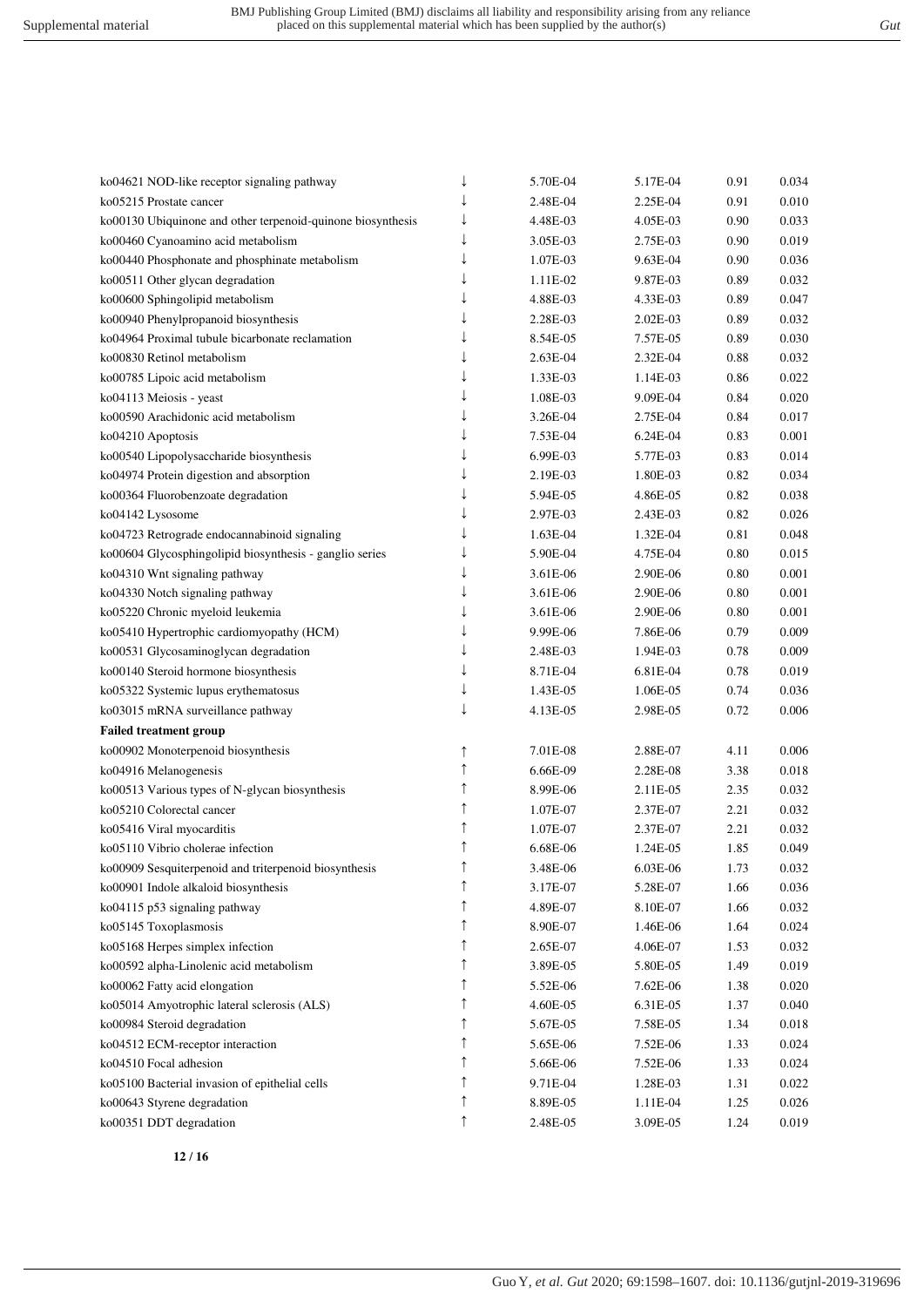| | | | | | |
|---|---|---|---|---|---|
| ko04621 NOD-like receptor signaling pathway | ↓ | 5.70E-04 | 5.17E-04 | 0.91 | 0.034 |
| ko05215 Prostate cancer | ↓ | 2.48E-04 | 2.25E-04 | 0.91 | 0.010 |
| ko00130 Ubiquinone and other terpenoid-quinone biosynthesis | ↓ | 4.48E-03 | 4.05E-03 | 0.90 | 0.033 |
| ko00460 Cyanoamino acid metabolism | ↓ | 3.05E-03 | 2.75E-03 | 0.90 | 0.019 |
| ko00440 Phosphonate and phosphinate metabolism | ↓ | 1.07E-03 | 9.63E-04 | 0.90 | 0.036 |
| ko00511 Other glycan degradation | ↓ | 1.11E-02 | 9.87E-03 | 0.89 | 0.032 |
| ko00600 Sphingolipid metabolism | ↓ | 4.88E-03 | 4.33E-03 | 0.89 | 0.047 |
| ko00940 Phenylpropanoid biosynthesis | ↓ | 2.28E-03 | 2.02E-03 | 0.89 | 0.032 |
| ko04964 Proximal tubule bicarbonate reclamation | ↓ | 8.54E-05 | 7.57E-05 | 0.89 | 0.030 |
| ko00830 Retinol metabolism | ↓ | 2.63E-04 | 2.32E-04 | 0.88 | 0.032 |
| ko00785 Lipoic acid metabolism | ↓ | 1.33E-03 | 1.14E-03 | 0.86 | 0.022 |
| ko04113 Meiosis - yeast | ↓ | 1.08E-03 | 9.09E-04 | 0.84 | 0.020 |
| ko00590 Arachidonic acid metabolism | ↓ | 3.26E-04 | 2.75E-04 | 0.84 | 0.017 |
| ko04210 Apoptosis | ↓ | 7.53E-04 | 6.24E-04 | 0.83 | 0.001 |
| ko00540 Lipopolysaccharide biosynthesis | ↓ | 6.99E-03 | 5.77E-03 | 0.83 | 0.014 |
| ko04974 Protein digestion and absorption | ↓ | 2.19E-03 | 1.80E-03 | 0.82 | 0.034 |
| ko00364 Fluorobenzoate degradation | ↓ | 5.94E-05 | 4.86E-05 | 0.82 | 0.038 |
| ko04142 Lysosome | ↓ | 2.97E-03 | 2.43E-03 | 0.82 | 0.026 |
| ko04723 Retrograde endocannabinoid signaling | ↓ | 1.63E-04 | 1.32E-04 | 0.81 | 0.048 |
| ko00604 Glycosphingolipid biosynthesis - ganglio series | ↓ | 5.90E-04 | 4.75E-04 | 0.80 | 0.015 |
| ko04310 Wnt signaling pathway | ↓ | 3.61E-06 | 2.90E-06 | 0.80 | 0.001 |
| ko04330 Notch signaling pathway | ↓ | 3.61E-06 | 2.90E-06 | 0.80 | 0.001 |
| ko05220 Chronic myeloid leukemia | ↓ | 3.61E-06 | 2.90E-06 | 0.80 | 0.001 |
| ko05410 Hypertrophic cardiomyopathy (HCM) | ↓ | 9.99E-06 | 7.86E-06 | 0.79 | 0.009 |
| ko00531 Glycosaminoglycan degradation | ↓ | 2.48E-03 | 1.94E-03 | 0.78 | 0.009 |
| ko00140 Steroid hormone biosynthesis | ↓ | 8.71E-04 | 6.81E-04 | 0.78 | 0.019 |
| ko05322 Systemic lupus erythematosus | ↓ | 1.43E-05 | 1.06E-05 | 0.74 | 0.036 |
| ko03015 mRNA surveillance pathway | ↓ | 4.13E-05 | 2.98E-05 | 0.72 | 0.006 |
| **Failed treatment group** | | | | | |
| ko00902 Monoterpenoid biosynthesis | ↑ | 7.01E-08 | 2.88E-07 | 4.11 | 0.006 |
| ko04916 Melanogenesis | ↑ | 6.66E-09 | 2.28E-08 | 3.38 | 0.018 |
| ko00513 Various types of N-glycan biosynthesis | ↑ | 8.99E-06 | 2.11E-05 | 2.35 | 0.032 |
| ko05210 Colorectal cancer | ↑ | 1.07E-07 | 2.37E-07 | 2.21 | 0.032 |
| ko05416 Viral myocarditis | ↑ | 1.07E-07 | 2.37E-07 | 2.21 | 0.032 |
| ko05110 Vibrio cholerae infection | ↑ | 6.68E-06 | 1.24E-05 | 1.85 | 0.049 |
| ko00909 Sesquiterpenoid and triterpenoid biosynthesis | ↑ | 3.48E-06 | 6.03E-06 | 1.73 | 0.032 |
| ko00901 Indole alkaloid biosynthesis | ↑ | 3.17E-07 | 5.28E-07 | 1.66 | 0.036 |
| ko04115 p53 signaling pathway | ↑ | 4.89E-07 | 8.10E-07 | 1.66 | 0.032 |
| ko05145 Toxoplasmosis | ↑ | 8.90E-07 | 1.46E-06 | 1.64 | 0.024 |
| ko05168 Herpes simplex infection | ↑ | 2.65E-07 | 4.06E-07 | 1.53 | 0.032 |
| ko00592 alpha-Linolenic acid metabolism | ↑ | 3.89E-05 | 5.80E-05 | 1.49 | 0.019 |
| ko00062 Fatty acid elongation | ↑ | 5.52E-06 | 7.62E-06 | 1.38 | 0.020 |
| ko05014 Amyotrophic lateral sclerosis (ALS) | ↑ | 4.60E-05 | 6.31E-05 | 1.37 | 0.040 |
| ko00984 Steroid degradation | ↑ | 5.67E-05 | 7.58E-05 | 1.34 | 0.018 |
| ko04512 ECM-receptor interaction | ↑ | 5.65E-06 | 7.52E-06 | 1.33 | 0.024 |
| ko04510 Focal adhesion | ↑ | 5.66E-06 | 7.52E-06 | 1.33 | 0.024 |
| ko05100 Bacterial invasion of epithelial cells | ↑ | 9.71E-04 | 1.28E-03 | 1.31 | 0.022 |
| ko00643 Styrene degradation | ↑ | 8.89E-05 | 1.11E-04 | 1.25 | 0.026 |
| ko00351 DDT degradation | ↑ | 2.48E-05 | 3.09E-05 | 1.24 | 0.019 |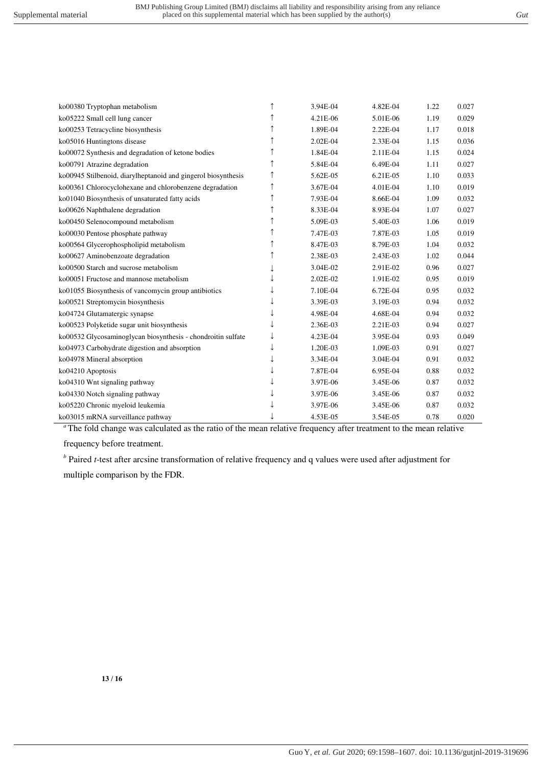| | | | | | |
|---|---|---|---|---|---|
| ko00380 Tryptophan metabolism | ↑ | 3.94E-04 | 4.82E-04 | 1.22 | 0.027 |
| ko05222 Small cell lung cancer | ↑ | 4.21E-06 | 5.01E-06 | 1.19 | 0.029 |
| ko00253 Tetracycline biosynthesis | ↑ | 1.89E-04 | 2.22E-04 | 1.17 | 0.018 |
| ko05016 Huntingtons disease | ↑ | 2.02E-04 | 2.33E-04 | 1.15 | 0.036 |
| ko00072 Synthesis and degradation of ketone bodies | ↑ | 1.84E-04 | 2.11E-04 | 1.15 | 0.024 |
| ko00791 Atrazine degradation | ↑ | 5.84E-04 | 6.49E-04 | 1.11 | 0.027 |
| ko00945 Stilbenoid, diarylheptanoid and gingerol biosynthesis | ↑ | 5.62E-05 | 6.21E-05 | 1.10 | 0.033 |
| ko00361 Chlorocyclohexane and chlorobenzene degradation | ↑ | 3.67E-04 | 4.01E-04 | 1.10 | 0.019 |
| ko01040 Biosynthesis of unsaturated fatty acids | ↑ | 7.93E-04 | 8.66E-04 | 1.09 | 0.032 |
| ko00626 Naphthalene degradation | ↑ | 8.33E-04 | 8.93E-04 | 1.07 | 0.027 |
| ko00450 Selenocompound metabolism | ↑ | 5.09E-03 | 5.40E-03 | 1.06 | 0.019 |
| ko00030 Pentose phosphate pathway | ↑ | 7.47E-03 | 7.87E-03 | 1.05 | 0.019 |
| ko00564 Glycerophospholipid metabolism | ↑ | 8.47E-03 | 8.79E-03 | 1.04 | 0.032 |
| ko00627 Aminobenzoate degradation | ↑ | 2.38E-03 | 2.43E-03 | 1.02 | 0.044 |
| ko00500 Starch and sucrose metabolism | ↓ | 3.04E-02 | 2.91E-02 | 0.96 | 0.027 |
| ko00051 Fructose and mannose metabolism | ↓ | 2.02E-02 | 1.91E-02 | 0.95 | 0.019 |
| ko01055 Biosynthesis of vancomycin group antibiotics | ↓ | 7.10E-04 | 6.72E-04 | 0.95 | 0.032 |
| ko00521 Streptomycin biosynthesis | ↓ | 3.39E-03 | 3.19E-03 | 0.94 | 0.032 |
| ko04724 Glutamatergic synapse | ↓ | 4.98E-04 | 4.68E-04 | 0.94 | 0.032 |
| ko00523 Polyketide sugar unit biosynthesis | ↓ | 2.36E-03 | 2.21E-03 | 0.94 | 0.027 |
| ko00532 Glycosaminoglycan biosynthesis - chondroitin sulfate | ↓ | 4.23E-04 | 3.95E-04 | 0.93 | 0.049 |
| ko04973 Carbohydrate digestion and absorption | ↓ | 1.20E-03 | 1.09E-03 | 0.91 | 0.027 |
| ko04978 Mineral absorption | ↓ | 3.34E-04 | 3.04E-04 | 0.91 | 0.032 |
| ko04210 Apoptosis | ↓ | 7.87E-04 | 6.95E-04 | 0.88 | 0.032 |
| ko04310 Wnt signaling pathway | ↓ | 3.97E-06 | 3.45E-06 | 0.87 | 0.032 |
| ko04330 Notch signaling pathway | ↓ | 3.97E-06 | 3.45E-06 | 0.87 | 0.032 |
| ko05220 Chronic myeloid leukemia | ↓ | 3.97E-06 | 3.45E-06 | 0.87 | 0.032 |
| ko03015 mRNA surveillance pathway | ↓ | 4.53E-05 | 3.54E-05 | 0.78 | 0.020 |

[a] The fold change was calculated as the ratio of the mean relative frequency after treatment to the mean relative frequency before treatment.

[b] Paired *t*-test after arcsine transformation of relative frequency and q values were used after adjustment for multiple comparison by the FDR.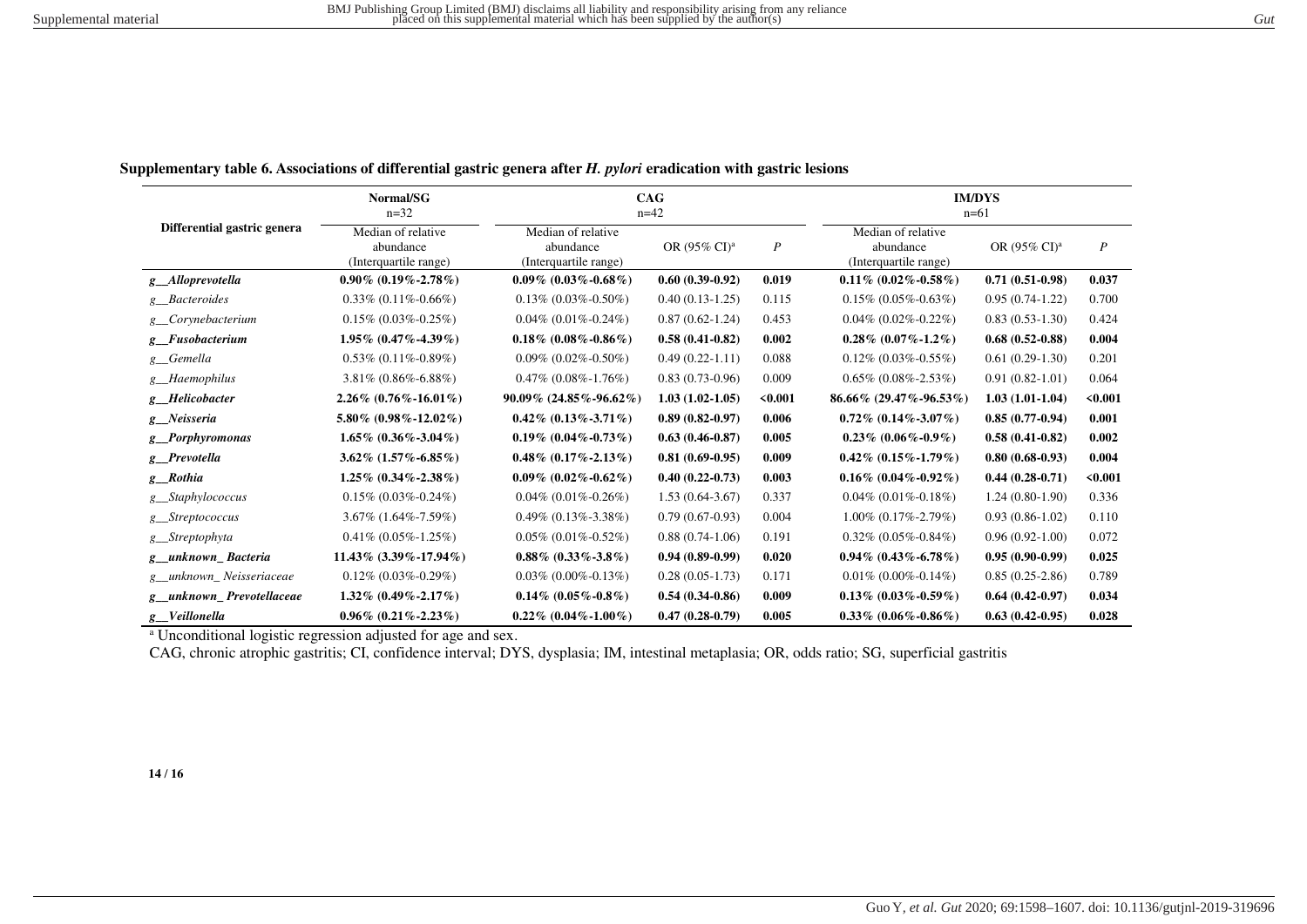**Supplementary table 6. Associations of differential gastric genera after *H. pylori* eradication with gastric lesions**

| Differential gastric genera | Normal/SG n=32 | CAG n=42 | | | IM/DYS n=61 | | |
|---|---|---|---|---|---|---|---|
| | Median of relative abundance (Interquartile range) | Median of relative abundance (Interquartile range) | OR (95% CI)[a] | *P* | Median of relative abundance (Interquartile range) | OR (95% CI)[a] | *P* |
| ***g__Alloprevotella*** | **0.90% (0.19%-2.78%)** | **0.09% (0.03%-0.68%)** | **0.60 (0.39-0.92)** | **0.019** | **0.11% (0.02%-0.58%)** | **0.71 (0.51-0.98)** | **0.037** |
| *g__Bacteroides* | 0.33% (0.11%-0.66%) | 0.13% (0.03%-0.50%) | 0.40 (0.13-1.25) | 0.115 | 0.15% (0.05%-0.63%) | 0.95 (0.74-1.22) | 0.700 |
| *g__Corynebacterium* | 0.15% (0.03%-0.25%) | 0.04% (0.01%-0.24%) | 0.87 (0.62-1.24) | 0.453 | 0.04% (0.02%-0.22%) | 0.83 (0.53-1.30) | 0.424 |
| ***g__Fusobacterium*** | **1.95% (0.47%-4.39%)** | **0.18% (0.08%-0.86%)** | **0.58 (0.41-0.82)** | **0.002** | **0.28% (0.07%-1.2%)** | **0.68 (0.52-0.88)** | **0.004** |
| *g__Gemella* | 0.53% (0.11%-0.89%) | 0.09% (0.02%-0.50%) | 0.49 (0.22-1.11) | 0.088 | 0.12% (0.03%-0.55%) | 0.61 (0.29-1.30) | 0.201 |
| *g__Haemophilus* | 3.81% (0.86%-6.88%) | 0.47% (0.08%-1.76%) | 0.83 (0.73-0.96) | 0.009 | 0.65% (0.08%-2.53%) | 0.91 (0.82-1.01) | 0.064 |
| ***g__Helicobacter*** | **2.26% (0.76%-16.01%)** | **90.09% (24.85%-96.62%)** | **1.03 (1.02-1.05)** | **<0.001** | **86.66% (29.47%-96.53%)** | **1.03 (1.01-1.04)** | **<0.001** |
| ***g__Neisseria*** | **5.80% (0.98%-12.02%)** | **0.42% (0.13%-3.71%)** | **0.89 (0.82-0.97)** | **0.006** | **0.72% (0.14%-3.07%)** | **0.85 (0.77-0.94)** | **0.001** |
| ***g__Porphyromonas*** | **1.65% (0.36%-3.04%)** | **0.19% (0.04%-0.73%)** | **0.63 (0.46-0.87)** | **0.005** | **0.23% (0.06%-0.9%)** | **0.58 (0.41-0.82)** | **0.002** |
| ***g__Prevotella*** | **3.62% (1.57%-6.85%)** | **0.48% (0.17%-2.13%)** | **0.81 (0.69-0.95)** | **0.009** | **0.42% (0.15%-1.79%)** | **0.80 (0.68-0.93)** | **0.004** |
| ***g__Rothia*** | **1.25% (0.34%-2.38%)** | **0.09% (0.02%-0.62%)** | **0.40 (0.22-0.73)** | **0.003** | **0.16% (0.04%-0.92%)** | **0.44 (0.28-0.71)** | **<0.001** |
| *g__Staphylococcus* | 0.15% (0.03%-0.24%) | 0.04% (0.01%-0.26%) | 1.53 (0.64-3.67) | 0.337 | 0.04% (0.01%-0.18%) | 1.24 (0.80-1.90) | 0.336 |
| *g__Streptococcus* | 3.67% (1.64%-7.59%) | 0.49% (0.13%-3.38%) | 0.79 (0.67-0.93) | 0.004 | 1.00% (0.17%-2.79%) | 0.93 (0.86-1.02) | 0.110 |
| *g__Streptophyta* | 0.41% (0.05%-1.25%) | 0.05% (0.01%-0.52%) | 0.88 (0.74-1.06) | 0.191 | 0.32% (0.05%-0.84%) | 0.96 (0.92-1.00) | 0.072 |
| ***g__unknown_ Bacteria*** | **11.43% (3.39%-17.94%)** | **0.88% (0.33%-3.8%)** | **0.94 (0.89-0.99)** | **0.020** | **0.94% (0.43%-6.78%)** | **0.95 (0.90-0.99)** | **0.025** |
| *g__unknown_ Neisseriaceae* | 0.12% (0.03%-0.29%) | 0.03% (0.00%-0.13%) | 0.28 (0.05-1.73) | 0.171 | 0.01% (0.00%-0.14%) | 0.85 (0.25-2.86) | 0.789 |
| ***g__unknown_ Prevotellaceae*** | **1.32% (0.49%-2.17%)** | **0.14% (0.05%-0.8%)** | **0.54 (0.34-0.86)** | **0.009** | **0.13% (0.03%-0.59%)** | **0.64 (0.42-0.97)** | **0.034** |
| ***g__Veillonella*** | **0.96% (0.21%-2.23%)** | **0.22% (0.04%-1.00%)** | **0.47 (0.28-0.79)** | **0.005** | **0.33% (0.06%-0.86%)** | **0.63 (0.42-0.95)** | **0.028** |

[a] Unconditional logistic regression adjusted for age and sex.

CAG, chronic atrophic gastritis; CI, confidence interval; DYS, dysplasia; IM, intestinal metaplasia; OR, odds ratio; SG, superficial gastritis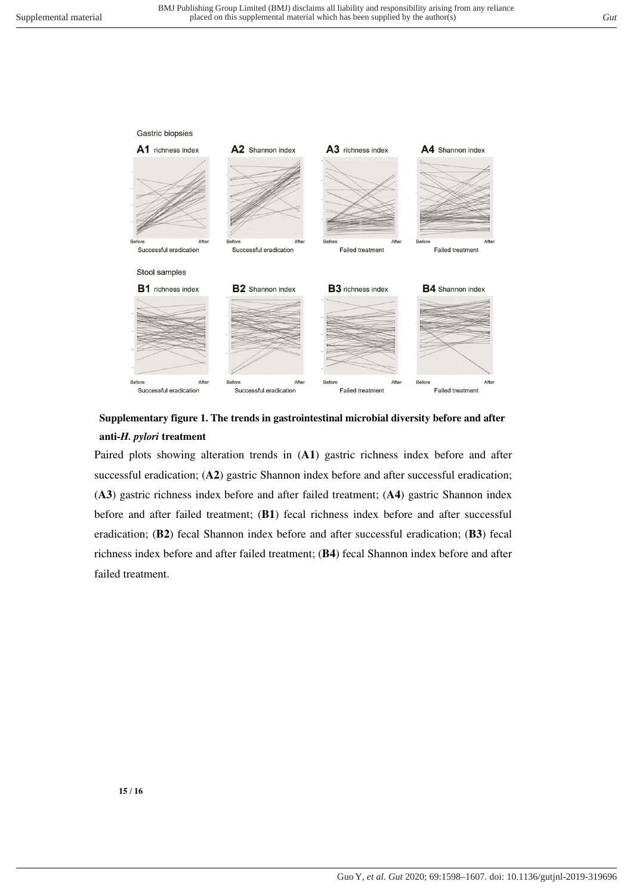**Supplementary figure 1. The trends in gastrointestinal microbial diversity before and after anti-*H. pylori* treatment**

Paired plots showing alteration trends in (**A1**) gastric richness index before and after successful eradication; (**A2**) gastric Shannon index before and after successful eradication; (**A3**) gastric richness index before and after failed treatment; (**A4**) gastric Shannon index before and after failed treatment; (**B1**) fecal richness index before and after successful eradication; (**B2**) fecal Shannon index before and after successful eradication; (**B3**) fecal richness index before and after failed treatment; (**B4**) fecal Shannon index before and after failed treatment.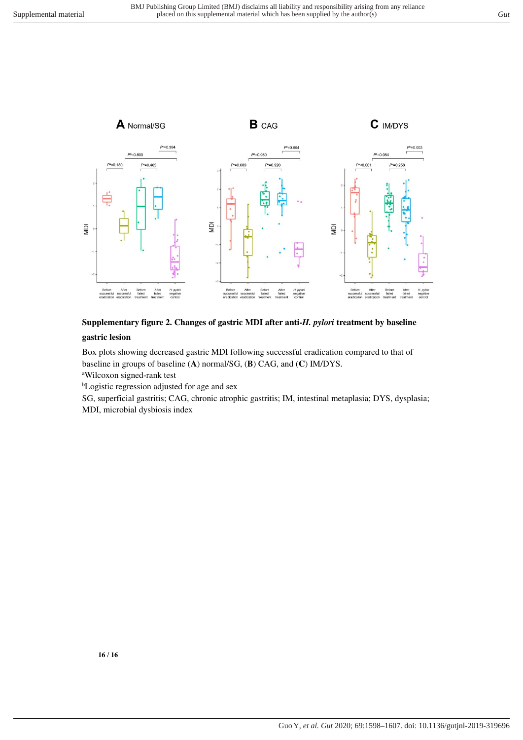A Normal/SG

$P^b$=0.994
$P^b$=0.699
$P^a$=0.180
$P^a$=0.465

MDI

Before successful eradication
After successful eradication
Before failed treatment
After failed treatment
*H. pylori* negative control

B CAG

$P^b$=0.004
$P^b$=0.930
$P^a$=0.009
$P^a$=0.920

MDI

Before successful eradication
After successful eradication
Before failed treatment
After failed treatment
*H. pylori* negative control

C IM/DYS

$P^b$=0.003
$P^b$=0.054
$P^a$<0.001
$P^a$=0.258

MDI

Before successful eradication
After successful eradication
Before failed treatment
After failed treatment
*H. pylori* negative control

**Supplementary figure 2. Changes of gastric MDI after anti-*H. pylori* treatment by baseline gastric lesion**

Box plots showing decreased gastric MDI following successful eradication compared to that of baseline in groups of baseline (**A**) normal/SG, (**B**) CAG, and (**C**) IM/DYS.

[a]Wilcoxon signed-rank test

[b]Logistic regression adjusted for age and sex

SG, superficial gastritis; CAG, chronic atrophic gastritis; IM, intestinal metaplasia; DYS, dysplasia; MDI, microbial dysbiosis index